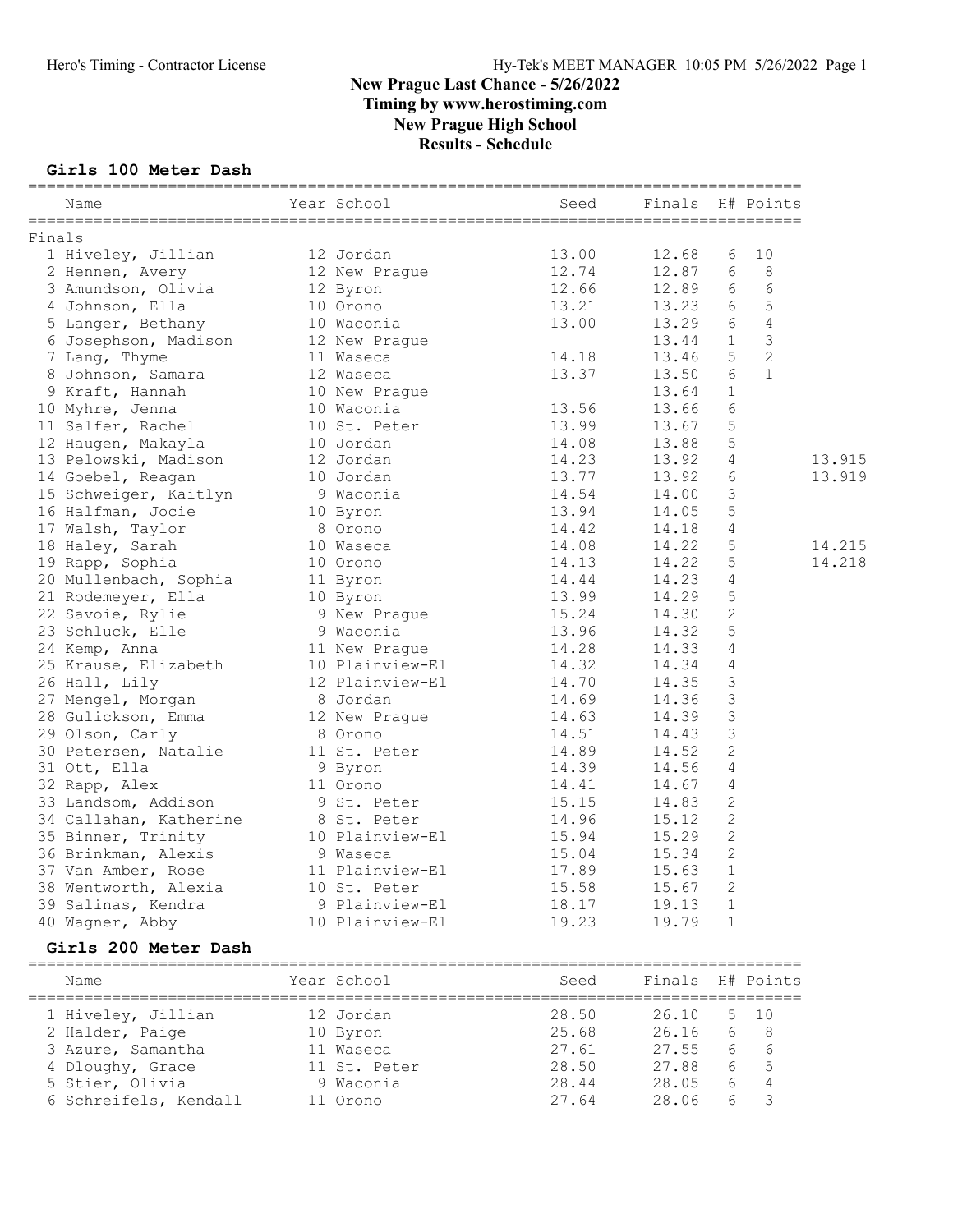# New Prague Last Chance - 5/26/2022
## Timing by www.herostiming.com
## New Prague High School
## Results - Schedule

### Girls 100 Meter Dash

Finals

| Place | Name | Year | School | Seed | Finals | H# | Points | |
|---|---|---|---|---|---|---|---|---|
| 1 | Hiveley, Jillian | 12 | Jordan | 13.00 | 12.68 | 6 | 10 | |
| 2 | Hennen, Avery | 12 | New Prague | 12.74 | 12.87 | 6 | 8 | |
| 3 | Amundson, Olivia | 12 | Byron | 12.66 | 12.89 | 6 | 6 | |
| 4 | Johnson, Ella | 10 | Orono | 13.21 | 13.23 | 6 | 5 | |
| 5 | Langer, Bethany | 10 | Waconia | 13.00 | 13.29 | 6 | 4 | |
| 6 | Josephson, Madison | 12 | New Prague | | 13.44 | 1 | 3 | |
| 7 | Lang, Thyme | 11 | Waseca | 14.18 | 13.46 | 5 | 2 | |
| 8 | Johnson, Samara | 12 | Waseca | 13.37 | 13.50 | 6 | 1 | |
| 9 | Kraft, Hannah | 10 | New Prague | | 13.64 | 1 | | |
| 10 | Myhre, Jenna | 10 | Waconia | 13.56 | 13.66 | 6 | | |
| 11 | Salfer, Rachel | 10 | St. Peter | 13.99 | 13.67 | 5 | | |
| 12 | Haugen, Makayla | 10 | Jordan | 14.08 | 13.88 | 5 | | |
| 13 | Pelowski, Madison | 12 | Jordan | 14.23 | 13.92 | 4 | | 13.915 |
| 14 | Goebel, Reagan | 10 | Jordan | 13.77 | 13.92 | 6 | | 13.919 |
| 15 | Schweiger, Kaitlyn | 9 | Waconia | 14.54 | 14.00 | 3 | | |
| 16 | Halfman, Jocie | 10 | Byron | 13.94 | 14.05 | 5 | | |
| 17 | Walsh, Taylor | 8 | Orono | 14.42 | 14.18 | 4 | | |
| 18 | Haley, Sarah | 10 | Waseca | 14.08 | 14.22 | 5 | | 14.215 |
| 19 | Rapp, Sophia | 10 | Orono | 14.13 | 14.22 | 5 | | 14.218 |
| 20 | Mullenbach, Sophia | 11 | Byron | 14.44 | 14.23 | 4 | | |
| 21 | Rodemeyer, Ella | 10 | Byron | 13.99 | 14.29 | 5 | | |
| 22 | Savoie, Rylie | 9 | New Prague | 15.24 | 14.30 | 2 | | |
| 23 | Schluck, Elle | 9 | Waconia | 13.96 | 14.32 | 5 | | |
| 24 | Kemp, Anna | 11 | New Prague | 14.28 | 14.33 | 4 | | |
| 25 | Krause, Elizabeth | 10 | Plainview-El | 14.32 | 14.34 | 4 | | |
| 26 | Hall, Lily | 12 | Plainview-El | 14.70 | 14.35 | 3 | | |
| 27 | Mengel, Morgan | 8 | Jordan | 14.69 | 14.36 | 3 | | |
| 28 | Gulickson, Emma | 12 | New Prague | 14.63 | 14.39 | 3 | | |
| 29 | Olson, Carly | 8 | Orono | 14.51 | 14.43 | 3 | | |
| 30 | Petersen, Natalie | 11 | St. Peter | 14.89 | 14.52 | 2 | | |
| 31 | Ott, Ella | 9 | Byron | 14.39 | 14.56 | 4 | | |
| 32 | Rapp, Alex | 11 | Orono | 14.41 | 14.67 | 4 | | |
| 33 | Landsom, Addison | 9 | St. Peter | 15.15 | 14.83 | 2 | | |
| 34 | Callahan, Katherine | 8 | St. Peter | 14.96 | 15.12 | 2 | | |
| 35 | Binner, Trinity | 10 | Plainview-El | 15.94 | 15.29 | 2 | | |
| 36 | Brinkman, Alexis | 9 | Waseca | 15.04 | 15.34 | 2 | | |
| 37 | Van Amber, Rose | 11 | Plainview-El | 17.89 | 15.63 | 1 | | |
| 38 | Wentworth, Alexia | 10 | St. Peter | 15.58 | 15.67 | 2 | | |
| 39 | Salinas, Kendra | 9 | Plainview-El | 18.17 | 19.13 | 1 | | |
| 40 | Wagner, Abby | 10 | Plainview-El | 19.23 | 19.79 | 1 | | |

### Girls 200 Meter Dash

| Place | Name | Year | School | Seed | Finals | H# | Points |
|---|---|---|---|---|---|---|---|
| 1 | Hiveley, Jillian | 12 | Jordan | 28.50 | 26.10 | 5 | 10 |
| 2 | Halder, Paige | 10 | Byron | 25.68 | 26.16 | 6 | 8 |
| 3 | Azure, Samantha | 11 | Waseca | 27.61 | 27.55 | 6 | 6 |
| 4 | Dloughy, Grace | 11 | St. Peter | 28.50 | 27.88 | 6 | 5 |
| 5 | Stier, Olivia | 9 | Waconia | 28.44 | 28.05 | 6 | 4 |
| 6 | Schreifels, Kendall | 11 | Orono | 27.64 | 28.06 | 6 | 3 |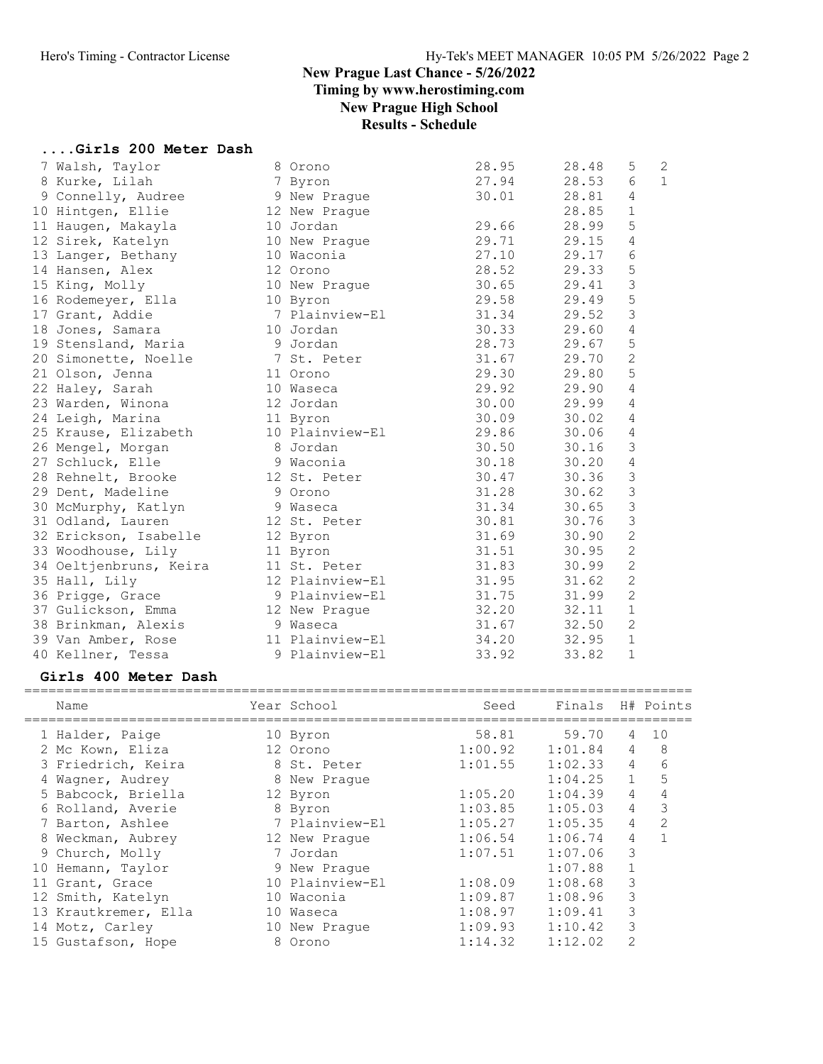# New Prague Last Chance - 5/26/2022

## Timing by www.herostiming.com

## New Prague High School

## Results - Schedule

### ....Girls 200 Meter Dash

| Place | Name | Year | School | Seed | Finals | H# | Points |
|---|---|---|---|---|---|---|---|
| 7 | Walsh, Taylor | 8 | Orono | 28.95 | 28.48 | 5 | 2 |
| 8 | Kurke, Lilah | 7 | Byron | 27.94 | 28.53 | 6 | 1 |
| 9 | Connelly, Audree | 9 | New Prague | 30.01 | 28.81 | 4 | |
| 10 | Hintgen, Ellie | 12 | New Prague | | 28.85 | 1 | |
| 11 | Haugen, Makayla | 10 | Jordan | 29.66 | 28.99 | 5 | |
| 12 | Sirek, Katelyn | 10 | New Prague | 29.71 | 29.15 | 4 | |
| 13 | Langer, Bethany | 10 | Waconia | 27.10 | 29.17 | 6 | |
| 14 | Hansen, Alex | 12 | Orono | 28.52 | 29.33 | 5 | |
| 15 | King, Molly | 10 | New Prague | 30.65 | 29.41 | 3 | |
| 16 | Rodemeyer, Ella | 10 | Byron | 29.58 | 29.49 | 5 | |
| 17 | Grant, Addie | 7 | Plainview-El | 31.34 | 29.52 | 3 | |
| 18 | Jones, Samara | 10 | Jordan | 30.33 | 29.60 | 4 | |
| 19 | Stensland, Maria | 9 | Jordan | 28.73 | 29.67 | 5 | |
| 20 | Simonette, Noelle | 7 | St. Peter | 31.67 | 29.70 | 2 | |
| 21 | Olson, Jenna | 11 | Orono | 29.30 | 29.80 | 5 | |
| 22 | Haley, Sarah | 10 | Waseca | 29.92 | 29.90 | 4 | |
| 23 | Warden, Winona | 12 | Jordan | 30.00 | 29.99 | 4 | |
| 24 | Leigh, Marina | 11 | Byron | 30.09 | 30.02 | 4 | |
| 25 | Krause, Elizabeth | 10 | Plainview-El | 29.86 | 30.06 | 4 | |
| 26 | Mengel, Morgan | 8 | Jordan | 30.50 | 30.16 | 3 | |
| 27 | Schluck, Elle | 9 | Waconia | 30.18 | 30.20 | 4 | |
| 28 | Rehnelt, Brooke | 12 | St. Peter | 30.47 | 30.36 | 3 | |
| 29 | Dent, Madeline | 9 | Orono | 31.28 | 30.62 | 3 | |
| 30 | McMurphy, Katlyn | 9 | Waseca | 31.34 | 30.65 | 3 | |
| 31 | Odland, Lauren | 12 | St. Peter | 30.81 | 30.76 | 3 | |
| 32 | Erickson, Isabelle | 12 | Byron | 31.69 | 30.90 | 2 | |
| 33 | Woodhouse, Lily | 11 | Byron | 31.51 | 30.95 | 2 | |
| 34 | Oeltjenbruns, Keira | 11 | St. Peter | 31.83 | 30.99 | 2 | |
| 35 | Hall, Lily | 12 | Plainview-El | 31.95 | 31.62 | 2 | |
| 36 | Prigge, Grace | 9 | Plainview-El | 31.75 | 31.99 | 2 | |
| 37 | Gulickson, Emma | 12 | New Prague | 32.20 | 32.11 | 1 | |
| 38 | Brinkman, Alexis | 9 | Waseca | 31.67 | 32.50 | 2 | |
| 39 | Van Amber, Rose | 11 | Plainview-El | 34.20 | 32.95 | 1 | |
| 40 | Kellner, Tessa | 9 | Plainview-El | 33.92 | 33.82 | 1 | |

### Girls 400 Meter Dash

| Place | Name | Year | School | Seed | Finals | H# | Points |
|---|---|---|---|---|---|---|---|
| 1 | Halder, Paige | 10 | Byron | 58.81 | 59.70 | 4 | 10 |
| 2 | Mc Kown, Eliza | 12 | Orono | 1:00.92 | 1:01.84 | 4 | 8 |
| 3 | Friedrich, Keira | 8 | St. Peter | 1:01.55 | 1:02.33 | 4 | 6 |
| 4 | Wagner, Audrey | 8 | New Prague | | 1:04.25 | 1 | 5 |
| 5 | Babcock, Briella | 12 | Byron | 1:05.20 | 1:04.39 | 4 | 4 |
| 6 | Rolland, Averie | 8 | Byron | 1:03.85 | 1:05.03 | 4 | 3 |
| 7 | Barton, Ashlee | 7 | Plainview-El | 1:05.27 | 1:05.35 | 4 | 2 |
| 8 | Weckman, Aubrey | 12 | New Prague | 1:06.54 | 1:06.74 | 4 | 1 |
| 9 | Church, Molly | 7 | Jordan | 1:07.51 | 1:07.06 | 3 | |
| 10 | Hemann, Taylor | 9 | New Prague | | 1:07.88 | 1 | |
| 11 | Grant, Grace | 10 | Plainview-El | 1:08.09 | 1:08.68 | 3 | |
| 12 | Smith, Katelyn | 10 | Waconia | 1:09.87 | 1:08.96 | 3 | |
| 13 | Krautkremer, Ella | 10 | Waseca | 1:08.97 | 1:09.41 | 3 | |
| 14 | Motz, Carley | 10 | New Prague | 1:09.93 | 1:10.42 | 3 | |
| 15 | Gustafson, Hope | 8 | Orono | 1:14.32 | 1:12.02 | 2 | |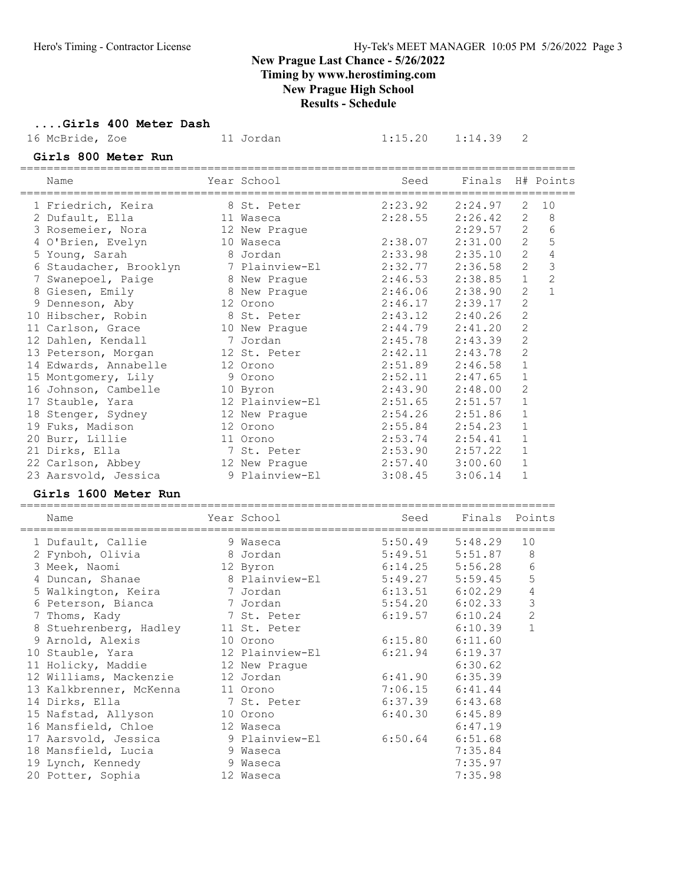## New Prague Last Chance - 5/26/2022
## Timing by www.herostiming.com
## New Prague High School
## Results - Schedule

### ....Girls 400 Meter Dash

| Name | Year | School | Seed | Finals | H# | Points |
|---|---|---|---|---|---|---|
| 16 McBride, Zoe | 11 | Jordan | 1:15.20 | 1:14.39 | 2 | |

### Girls 800 Meter Run

| Name | Year | School | Seed | Finals | H# | Points |
|---|---|---|---|---|---|---|
| 1 Friedrich, Keira | 8 | St. Peter | 2:23.92 | 2:24.97 | 2 | 10 |
| 2 Dufault, Ella | 11 | Waseca | 2:28.55 | 2:26.42 | 2 | 8 |
| 3 Rosemeier, Nora | 12 | New Prague | | 2:29.57 | 2 | 6 |
| 4 O'Brien, Evelyn | 10 | Waseca | 2:38.07 | 2:31.00 | 2 | 5 |
| 5 Young, Sarah | 8 | Jordan | 2:33.98 | 2:35.10 | 2 | 4 |
| 6 Staudacher, Brooklyn | 7 | Plainview-El | 2:32.77 | 2:36.58 | 2 | 3 |
| 7 Swanepoel, Paige | 8 | New Prague | 2:46.53 | 2:38.85 | 1 | 2 |
| 8 Giesen, Emily | 8 | New Prague | 2:46.06 | 2:38.90 | 2 | 1 |
| 9 Denneson, Aby | 12 | Orono | 2:46.17 | 2:39.17 | 2 | |
| 10 Hibscher, Robin | 8 | St. Peter | 2:43.12 | 2:40.26 | 2 | |
| 11 Carlson, Grace | 10 | New Prague | 2:44.79 | 2:41.20 | 2 | |
| 12 Dahlen, Kendall | 7 | Jordan | 2:45.78 | 2:43.39 | 2 | |
| 13 Peterson, Morgan | 12 | St. Peter | 2:42.11 | 2:43.78 | 2 | |
| 14 Edwards, Annabelle | 12 | Orono | 2:51.89 | 2:46.58 | 1 | |
| 15 Montgomery, Lily | 9 | Orono | 2:52.11 | 2:47.65 | 1 | |
| 16 Johnson, Cambelle | 10 | Byron | 2:43.90 | 2:48.00 | 2 | |
| 17 Stauble, Yara | 12 | Plainview-El | 2:51.65 | 2:51.57 | 1 | |
| 18 Stenger, Sydney | 12 | New Prague | 2:54.26 | 2:51.86 | 1 | |
| 19 Fuks, Madison | 12 | Orono | 2:55.84 | 2:54.23 | 1 | |
| 20 Burr, Lillie | 11 | Orono | 2:53.74 | 2:54.41 | 1 | |
| 21 Dirks, Ella | 7 | St. Peter | 2:53.90 | 2:57.22 | 1 | |
| 22 Carlson, Abbey | 12 | New Prague | 2:57.40 | 3:00.60 | 1 | |
| 23 Aarsvold, Jessica | 9 | Plainview-El | 3:08.45 | 3:06.14 | 1 | |

### Girls 1600 Meter Run

| Name | Year | School | Seed | Finals | Points |
|---|---|---|---|---|---|
| 1 Dufault, Callie | 9 | Waseca | 5:50.49 | 5:48.29 | 10 |
| 2 Fynboh, Olivia | 8 | Jordan | 5:49.51 | 5:51.87 | 8 |
| 3 Meek, Naomi | 12 | Byron | 6:14.25 | 5:56.28 | 6 |
| 4 Duncan, Shanae | 8 | Plainview-El | 5:49.27 | 5:59.45 | 5 |
| 5 Walkington, Keira | 7 | Jordan | 6:13.51 | 6:02.29 | 4 |
| 6 Peterson, Bianca | 7 | Jordan | 5:54.20 | 6:02.33 | 3 |
| 7 Thoms, Kady | 7 | St. Peter | 6:19.57 | 6:10.24 | 2 |
| 8 Stuehrenberg, Hadley | 11 | St. Peter | | 6:10.39 | 1 |
| 9 Arnold, Alexis | 10 | Orono | 6:15.80 | 6:11.60 | |
| 10 Stauble, Yara | 12 | Plainview-El | 6:21.94 | 6:19.37 | |
| 11 Holicky, Maddie | 12 | New Prague | | 6:30.62 | |
| 12 Williams, Mackenzie | 12 | Jordan | 6:41.90 | 6:35.39 | |
| 13 Kalkbrenner, McKenna | 11 | Orono | 7:06.15 | 6:41.44 | |
| 14 Dirks, Ella | 7 | St. Peter | 6:37.39 | 6:43.68 | |
| 15 Nafstad, Allyson | 10 | Orono | 6:40.30 | 6:45.89 | |
| 16 Mansfield, Chloe | 12 | Waseca | | 6:47.19 | |
| 17 Aarsvold, Jessica | 9 | Plainview-El | 6:50.64 | 6:51.68 | |
| 18 Mansfield, Lucia | 9 | Waseca | | 7:35.84 | |
| 19 Lynch, Kennedy | 9 | Waseca | | 7:35.97 | |
| 20 Potter, Sophia | 12 | Waseca | | 7:35.98 | |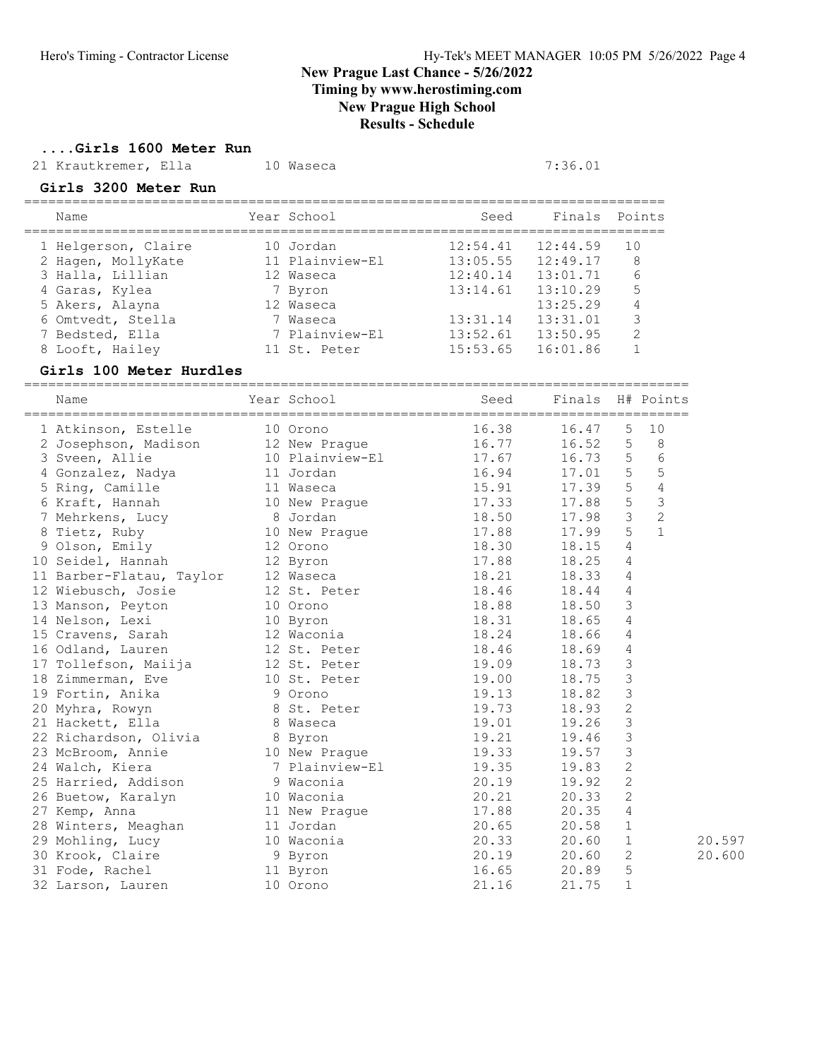## New Prague Last Chance - 5/26/2022
## Timing by www.herostiming.com
## New Prague High School
## Results - Schedule

### ....Girls 1600 Meter Run

| Name | Year | School | Finals |
|---|---|---|---|
| 21 Krautkremer, Ella | 10 | Waseca | 7:36.01 |

### Girls 3200 Meter Run

| Name | Year | School | Seed | Finals | Points |
|---|---|---|---|---|---|
| 1 Helgerson, Claire | 10 | Jordan | 12:54.41 | 12:44.59 | 10 |
| 2 Hagen, MollyKate | 11 | Plainview-El | 13:05.55 | 12:49.17 | 8 |
| 3 Halla, Lillian | 12 | Waseca | 12:40.14 | 13:01.71 | 6 |
| 4 Garas, Kylea | 7 | Byron | 13:14.61 | 13:10.29 | 5 |
| 5 Akers, Alayna | 12 | Waseca | | 13:25.29 | 4 |
| 6 Omtvedt, Stella | 7 | Waseca | 13:31.14 | 13:31.01 | 3 |
| 7 Bedsted, Ella | 7 | Plainview-El | 13:52.61 | 13:50.95 | 2 |
| 8 Looft, Hailey | 11 | St. Peter | 15:53.65 | 16:01.86 | 1 |

### Girls 100 Meter Hurdles

| Name | Year | School | Seed | Finals | H# | Points | |
|---|---|---|---|---|---|---|---|
| 1 Atkinson, Estelle | 10 | Orono | 16.38 | 16.47 | 5 | 10 | |
| 2 Josephson, Madison | 12 | New Prague | 16.77 | 16.52 | 5 | 8 | |
| 3 Sveen, Allie | 10 | Plainview-El | 17.67 | 16.73 | 5 | 6 | |
| 4 Gonzalez, Nadya | 11 | Jordan | 16.94 | 17.01 | 5 | 5 | |
| 5 Ring, Camille | 11 | Waseca | 15.91 | 17.39 | 5 | 4 | |
| 6 Kraft, Hannah | 10 | New Prague | 17.33 | 17.88 | 5 | 3 | |
| 7 Mehrkens, Lucy | 8 | Jordan | 18.50 | 17.98 | 3 | 2 | |
| 8 Tietz, Ruby | 10 | New Prague | 17.88 | 17.99 | 5 | 1 | |
| 9 Olson, Emily | 12 | Orono | 18.30 | 18.15 | 4 | | |
| 10 Seidel, Hannah | 12 | Byron | 17.88 | 18.25 | 4 | | |
| 11 Barber-Flatau, Taylor | 12 | Waseca | 18.21 | 18.33 | 4 | | |
| 12 Wiebusch, Josie | 12 | St. Peter | 18.46 | 18.44 | 4 | | |
| 13 Manson, Peyton | 10 | Orono | 18.88 | 18.50 | 3 | | |
| 14 Nelson, Lexi | 10 | Byron | 18.31 | 18.65 | 4 | | |
| 15 Cravens, Sarah | 12 | Waconia | 18.24 | 18.66 | 4 | | |
| 16 Odland, Lauren | 12 | St. Peter | 18.46 | 18.69 | 4 | | |
| 17 Tollefson, Maiija | 12 | St. Peter | 19.09 | 18.73 | 3 | | |
| 18 Zimmerman, Eve | 10 | St. Peter | 19.00 | 18.75 | 3 | | |
| 19 Fortin, Anika | 9 | Orono | 19.13 | 18.82 | 3 | | |
| 20 Myhra, Rowyn | 8 | St. Peter | 19.73 | 18.93 | 2 | | |
| 21 Hackett, Ella | 8 | Waseca | 19.01 | 19.26 | 3 | | |
| 22 Richardson, Olivia | 8 | Byron | 19.21 | 19.46 | 3 | | |
| 23 McBroom, Annie | 10 | New Prague | 19.33 | 19.57 | 3 | | |
| 24 Walch, Kiera | 7 | Plainview-El | 19.35 | 19.83 | 2 | | |
| 25 Harried, Addison | 9 | Waconia | 20.19 | 19.92 | 2 | | |
| 26 Buetow, Karalyn | 10 | Waconia | 20.21 | 20.33 | 2 | | |
| 27 Kemp, Anna | 11 | New Prague | 17.88 | 20.35 | 4 | | |
| 28 Winters, Meaghan | 11 | Jordan | 20.65 | 20.58 | 1 | | |
| 29 Mohling, Lucy | 10 | Waconia | 20.33 | 20.60 | 1 | | 20.597 |
| 30 Krook, Claire | 9 | Byron | 20.19 | 20.60 | 2 | | 20.600 |
| 31 Fode, Rachel | 11 | Byron | 16.65 | 20.89 | 5 | | |
| 32 Larson, Lauren | 10 | Orono | 21.16 | 21.75 | 1 | | |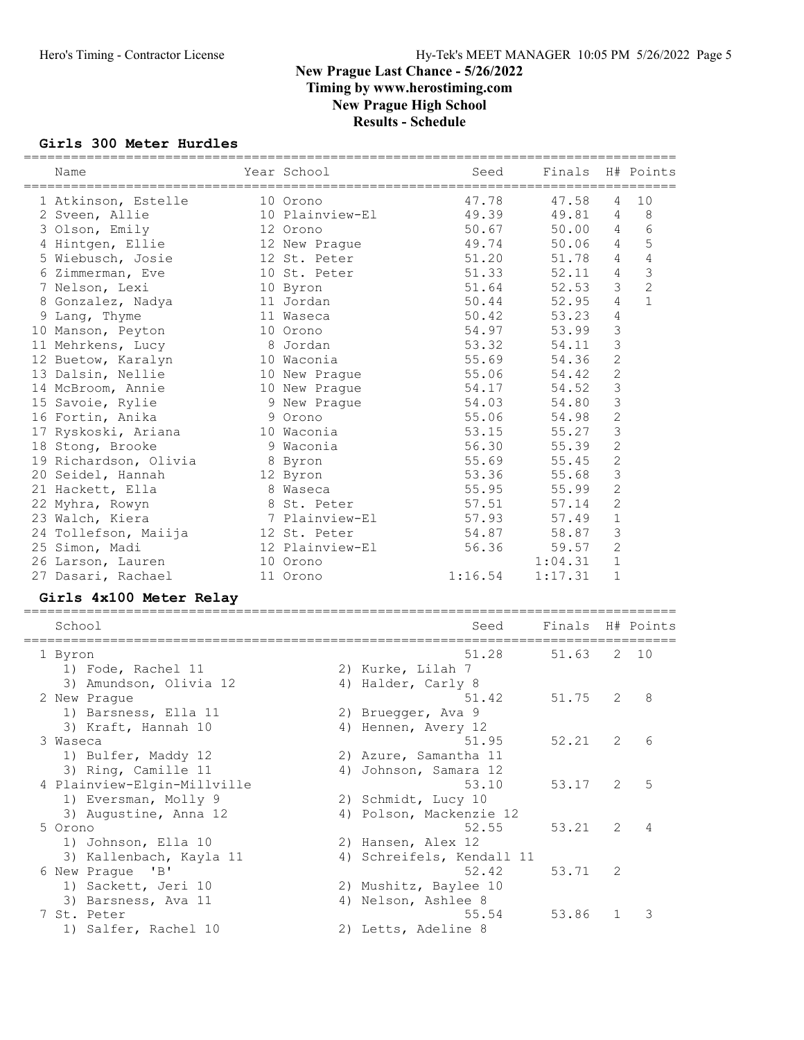# New Prague Last Chance - 5/26/2022
## Timing by www.herostiming.com
## New Prague High School
## Results - Schedule

### Girls 300 Meter Hurdles

| | Name | Year | School | Seed | Finals | H# | Points |
|---|---|---|---|---|---|---|---|
| 1 | Atkinson, Estelle | 10 | Orono | 47.78 | 47.58 | 4 | 10 |
| 2 | Sveen, Allie | 10 | Plainview-El | 49.39 | 49.81 | 4 | 8 |
| 3 | Olson, Emily | 12 | Orono | 50.67 | 50.00 | 4 | 6 |
| 4 | Hintgen, Ellie | 12 | New Prague | 49.74 | 50.06 | 4 | 5 |
| 5 | Wiebusch, Josie | 12 | St. Peter | 51.20 | 51.78 | 4 | 4 |
| 6 | Zimmerman, Eve | 10 | St. Peter | 51.33 | 52.11 | 4 | 3 |
| 7 | Nelson, Lexi | 10 | Byron | 51.64 | 52.53 | 3 | 2 |
| 8 | Gonzalez, Nadya | 11 | Jordan | 50.44 | 52.95 | 4 | 1 |
| 9 | Lang, Thyme | 11 | Waseca | 50.42 | 53.23 | 4 | |
| 10 | Manson, Peyton | 10 | Orono | 54.97 | 53.99 | 3 | |
| 11 | Mehrkens, Lucy | 8 | Jordan | 53.32 | 54.11 | 3 | |
| 12 | Buetow, Karalyn | 10 | Waconia | 55.69 | 54.36 | 2 | |
| 13 | Dalsin, Nellie | 10 | New Prague | 55.06 | 54.42 | 2 | |
| 14 | McBroom, Annie | 10 | New Prague | 54.17 | 54.52 | 3 | |
| 15 | Savoie, Rylie | 9 | New Prague | 54.03 | 54.80 | 3 | |
| 16 | Fortin, Anika | 9 | Orono | 55.06 | 54.98 | 2 | |
| 17 | Ryskoski, Ariana | 10 | Waconia | 53.15 | 55.27 | 3 | |
| 18 | Stong, Brooke | 9 | Waconia | 56.30 | 55.39 | 2 | |
| 19 | Richardson, Olivia | 8 | Byron | 55.69 | 55.45 | 2 | |
| 20 | Seidel, Hannah | 12 | Byron | 53.36 | 55.68 | 3 | |
| 21 | Hackett, Ella | 8 | Waseca | 55.95 | 55.99 | 2 | |
| 22 | Myhra, Rowyn | 8 | St. Peter | 57.51 | 57.14 | 2 | |
| 23 | Walch, Kiera | 7 | Plainview-El | 57.93 | 57.49 | 1 | |
| 24 | Tollefson, Maiija | 12 | St. Peter | 54.87 | 58.87 | 3 | |
| 25 | Simon, Madi | 12 | Plainview-El | 56.36 | 59.57 | 2 | |
| 26 | Larson, Lauren | 10 | Orono | | 1:04.31 | 1 | |
| 27 | Dasari, Rachael | 11 | Orono | 1:16.54 | 1:17.31 | 1 | |

### Girls 4x100 Meter Relay

| | School | Seed | Finals | H# | Points |
|---|---|---|---|---|---|
| 1 | Byron | 51.28 | 51.63 | 2 | 10 |
| | 1) Fode, Rachel 11; 2) Kurke, Lilah 7; 3) Amundson, Olivia 12; 4) Halder, Carly 8 | | | | |
| 2 | New Prague | 51.42 | 51.75 | 2 | 8 |
| | 1) Barsness, Ella 11; 2) Bruegger, Ava 9; 3) Kraft, Hannah 10; 4) Hennen, Avery 12 | | | | |
| 3 | Waseca | 51.95 | 52.21 | 2 | 6 |
| | 1) Bulfer, Maddy 12; 2) Azure, Samantha 11; 3) Ring, Camille 11; 4) Johnson, Samara 12 | | | | |
| 4 | Plainview-Elgin-Millville | 53.10 | 53.17 | 2 | 5 |
| | 1) Eversman, Molly 9; 2) Schmidt, Lucy 10; 3) Augustine, Anna 12; 4) Polson, Mackenzie 12 | | | | |
| 5 | Orono | 52.55 | 53.21 | 2 | 4 |
| | 1) Johnson, Ella 10; 2) Hansen, Alex 12; 3) Kallenbach, Kayla 11; 4) Schreifels, Kendall 11 | | | | |
| 6 | New Prague 'B' | 52.42 | 53.71 | 2 | |
| | 1) Sackett, Jeri 10; 2) Mushitz, Baylee 10; 3) Barsness, Ava 11; 4) Nelson, Ashlee 8 | | | | |
| 7 | St. Peter | 55.54 | 53.86 | 1 | 3 |
| | 1) Salfer, Rachel 10; 2) Letts, Adeline 8 | | | | |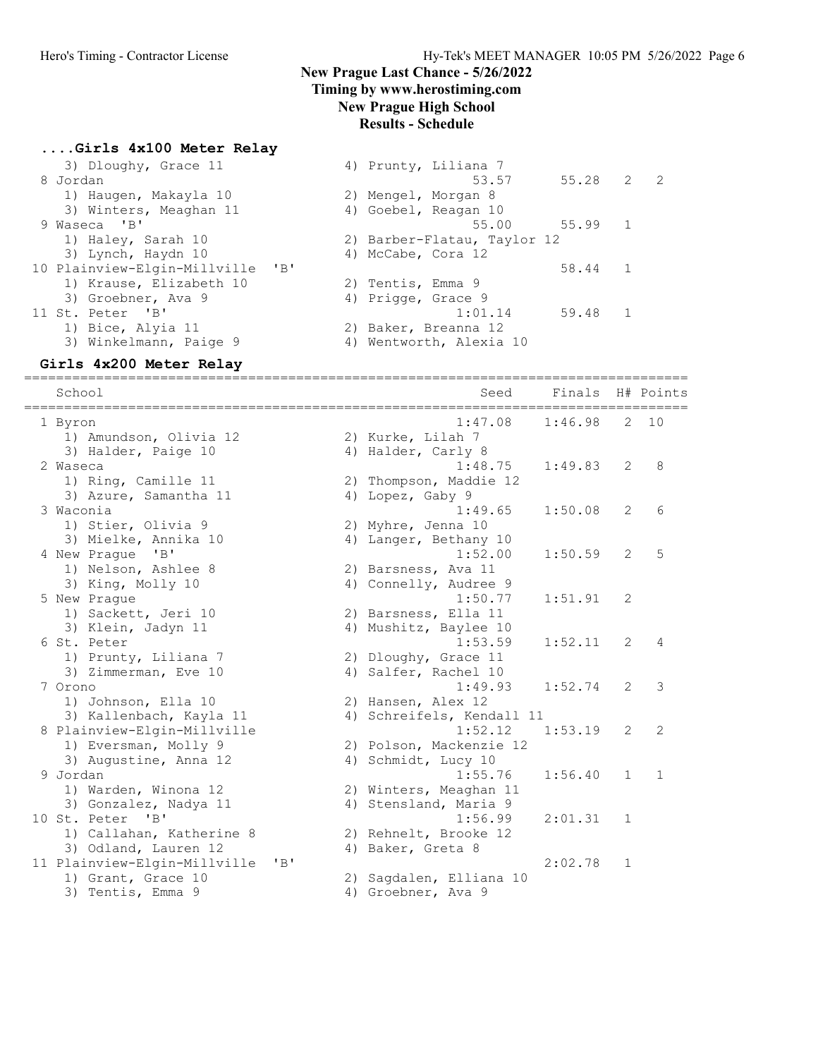# New Prague Last Chance - 5/26/2022

**Timing by www.herostiming.com**

**New Prague High School**

**Results - Schedule**

## ....Girls 4x100 Meter Relay

| School | Seed | Finals | H# | Points |
|---|---|---|---|---|
| 3) Dloughy, Grace 11 / 4) Prunty, Liliana 7 | | | | |
| 8 Jordan | 53.57 | 55.28 | 2 | 2 |
| 1) Haugen, Makayla 10 / 2) Mengel, Morgan 8 | | | | |
| 3) Winters, Meaghan 11 / 4) Goebel, Reagan 10 | | | | |
| 9 Waseca 'B' | 55.00 | 55.99 | 1 | |
| 1) Haley, Sarah 10 / 2) Barber-Flatau, Taylor 12 | | | | |
| 3) Lynch, Haydn 10 / 4) McCabe, Cora 12 | | | | |
| 10 Plainview-Elgin-Millville 'B' | | 58.44 | 1 | |
| 1) Krause, Elizabeth 10 / 2) Tentis, Emma 9 | | | | |
| 3) Groebner, Ava 9 / 4) Prigge, Grace 9 | | | | |
| 11 St. Peter 'B' | 1:01.14 | 59.48 | 1 | |
| 1) Bice, Alyia 11 / 2) Baker, Breanna 12 | | | | |
| 3) Winkelmann, Paige 9 / 4) Wentworth, Alexia 10 | | | | |

## Girls 4x200 Meter Relay

| School | Seed | Finals | H# | Points |
|---|---|---|---|---|
| 1 Byron | 1:47.08 | 1:46.98 | 2 | 10 |
| 1) Amundson, Olivia 12 / 2) Kurke, Lilah 7 | | | | |
| 3) Halder, Paige 10 / 4) Halder, Carly 8 | | | | |
| 2 Waseca | 1:48.75 | 1:49.83 | 2 | 8 |
| 1) Ring, Camille 11 / 2) Thompson, Maddie 12 | | | | |
| 3) Azure, Samantha 11 / 4) Lopez, Gaby 9 | | | | |
| 3 Waconia | 1:49.65 | 1:50.08 | 2 | 6 |
| 1) Stier, Olivia 9 / 2) Myhre, Jenna 10 | | | | |
| 3) Mielke, Annika 10 / 4) Langer, Bethany 10 | | | | |
| 4 New Prague 'B' | 1:52.00 | 1:50.59 | 2 | 5 |
| 1) Nelson, Ashlee 8 / 2) Barsness, Ava 11 | | | | |
| 3) King, Molly 10 / 4) Connelly, Audree 9 | | | | |
| 5 New Prague | 1:50.77 | 1:51.91 | 2 | |
| 1) Sackett, Jeri 10 / 2) Barsness, Ella 11 | | | | |
| 3) Klein, Jadyn 11 / 4) Mushitz, Baylee 10 | | | | |
| 6 St. Peter | 1:53.59 | 1:52.11 | 2 | 4 |
| 1) Prunty, Liliana 7 / 2) Dloughy, Grace 11 | | | | |
| 3) Zimmerman, Eve 10 / 4) Salfer, Rachel 10 | | | | |
| 7 Orono | 1:49.93 | 1:52.74 | 2 | 3 |
| 1) Johnson, Ella 10 / 2) Hansen, Alex 12 | | | | |
| 3) Kallenbach, Kayla 11 / 4) Schreifels, Kendall 11 | | | | |
| 8 Plainview-Elgin-Millville | 1:52.12 | 1:53.19 | 2 | 2 |
| 1) Eversman, Molly 9 / 2) Polson, Mackenzie 12 | | | | |
| 3) Augustine, Anna 12 / 4) Schmidt, Lucy 10 | | | | |
| 9 Jordan | 1:55.76 | 1:56.40 | 1 | 1 |
| 1) Warden, Winona 12 / 2) Winters, Meaghan 11 | | | | |
| 3) Gonzalez, Nadya 11 / 4) Stensland, Maria 9 | | | | |
| 10 St. Peter 'B' | 1:56.99 | 2:01.31 | 1 | |
| 1) Callahan, Katherine 8 / 2) Rehnelt, Brooke 12 | | | | |
| 3) Odland, Lauren 12 / 4) Baker, Greta 8 | | | | |
| 11 Plainview-Elgin-Millville 'B' | | 2:02.78 | 1 | |
| 1) Grant, Grace 10 / 2) Sagdalen, Elliana 10 | | | | |
| 3) Tentis, Emma 9 / 4) Groebner, Ava 9 | | | | |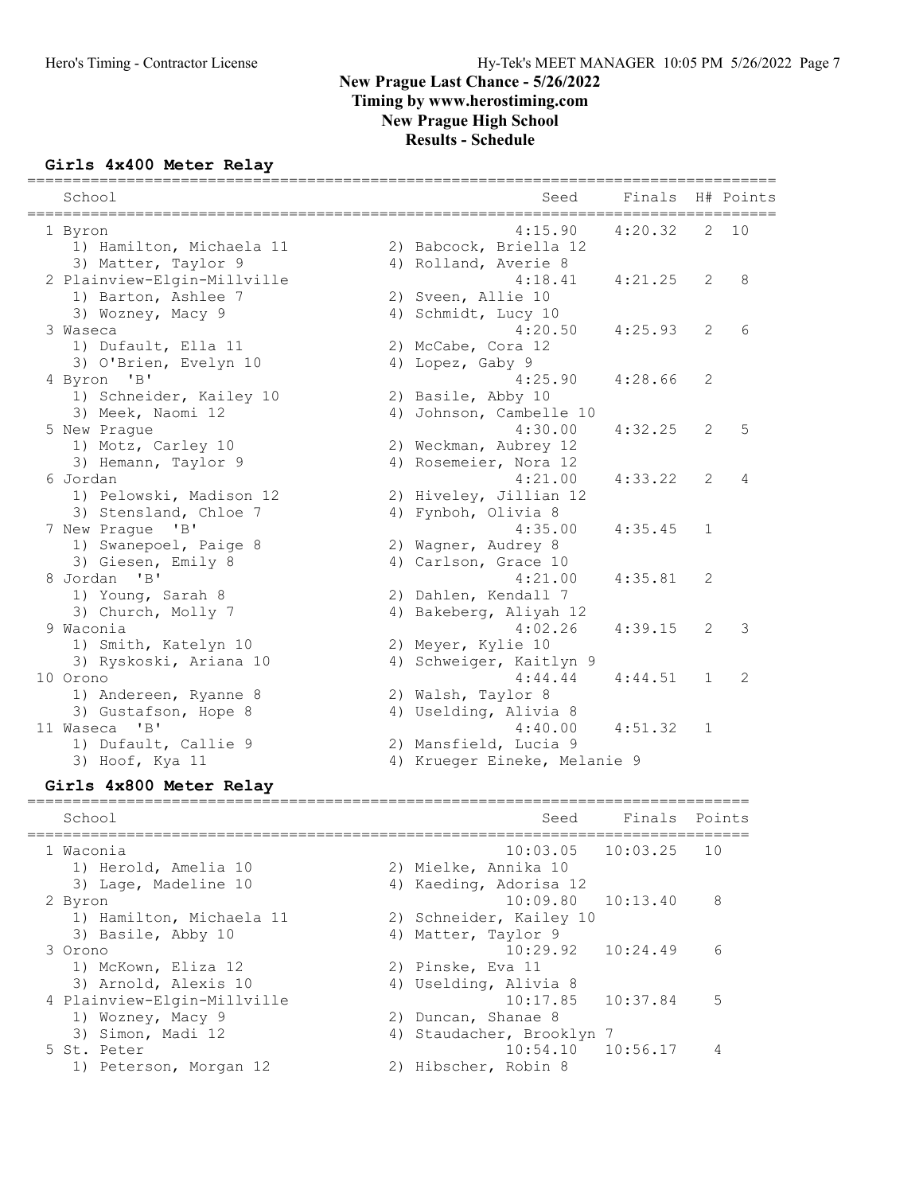# New Prague Last Chance - 5/26/2022
## Timing by www.herostiming.com
## New Prague High School
## Results - Schedule

### Girls 4x400 Meter Relay

| School | Seed | Finals | H# | Points |
|---|---|---|---|---|
| 1 Byron | 4:15.90 | 4:20.32 | 2 | 10 |
| 1) Hamilton, Michaela 11; 2) Babcock, Briella 12; 3) Matter, Taylor 9; 4) Rolland, Averie 8 | | | | |
| 2 Plainview-Elgin-Millville | 4:18.41 | 4:21.25 | 2 | 8 |
| 1) Barton, Ashlee 7; 2) Sveen, Allie 10; 3) Wozney, Macy 9; 4) Schmidt, Lucy 10 | | | | |
| 3 Waseca | 4:20.50 | 4:25.93 | 2 | 6 |
| 1) Dufault, Ella 11; 2) McCabe, Cora 12; 3) O'Brien, Evelyn 10; 4) Lopez, Gaby 9 | | | | |
| 4 Byron 'B' | 4:25.90 | 4:28.66 | 2 | |
| 1) Schneider, Kailey 10; 2) Basile, Abby 10; 3) Meek, Naomi 12; 4) Johnson, Cambelle 10 | | | | |
| 5 New Prague | 4:30.00 | 4:32.25 | 2 | 5 |
| 1) Motz, Carley 10; 2) Weckman, Aubrey 12; 3) Hemann, Taylor 9; 4) Rosemeier, Nora 12 | | | | |
| 6 Jordan | 4:21.00 | 4:33.22 | 2 | 4 |
| 1) Pelowski, Madison 12; 2) Hiveley, Jillian 12; 3) Stensland, Chloe 7; 4) Fynboh, Olivia 8 | | | | |
| 7 New Prague 'B' | 4:35.00 | 4:35.45 | 1 | |
| 1) Swanepoel, Paige 8; 2) Wagner, Audrey 8; 3) Giesen, Emily 8; 4) Carlson, Grace 10 | | | | |
| 8 Jordan 'B' | 4:21.00 | 4:35.81 | 2 | |
| 1) Young, Sarah 8; 2) Dahlen, Kendall 7; 3) Church, Molly 7; 4) Bakeberg, Aliyah 12 | | | | |
| 9 Waconia | 4:02.26 | 4:39.15 | 2 | 3 |
| 1) Smith, Katelyn 10; 2) Meyer, Kylie 10; 3) Ryskoski, Ariana 10; 4) Schweiger, Kaitlyn 9 | | | | |
| 10 Orono | 4:44.44 | 4:44.51 | 1 | 2 |
| 1) Andereen, Ryanne 8; 2) Walsh, Taylor 8; 3) Gustafson, Hope 8; 4) Uselding, Alivia 8 | | | | |
| 11 Waseca 'B' | 4:40.00 | 4:51.32 | 1 | |
| 1) Dufault, Callie 9; 2) Mansfield, Lucia 9; 3) Hoof, Kya 11; 4) Krueger Eineke, Melanie 9 | | | | |

### Girls 4x800 Meter Relay

| School | Seed | Finals | Points |
|---|---|---|---|
| 1 Waconia | 10:03.05 | 10:03.25 | 10 |
| 1) Herold, Amelia 10; 2) Mielke, Annika 10; 3) Lage, Madeline 10; 4) Kaeding, Adorisa 12 | | | |
| 2 Byron | 10:09.80 | 10:13.40 | 8 |
| 1) Hamilton, Michaela 11; 2) Schneider, Kailey 10; 3) Basile, Abby 10; 4) Matter, Taylor 9 | | | |
| 3 Orono | 10:29.92 | 10:24.49 | 6 |
| 1) McKown, Eliza 12; 2) Pinske, Eva 11; 3) Arnold, Alexis 10; 4) Uselding, Alivia 8 | | | |
| 4 Plainview-Elgin-Millville | 10:17.85 | 10:37.84 | 5 |
| 1) Wozney, Macy 9; 2) Duncan, Shanae 8; 3) Simon, Madi 12; 4) Staudacher, Brooklyn 7 | | | |
| 5 St. Peter | 10:54.10 | 10:56.17 | 4 |
| 1) Peterson, Morgan 12; 2) Hibscher, Robin 8 | | | |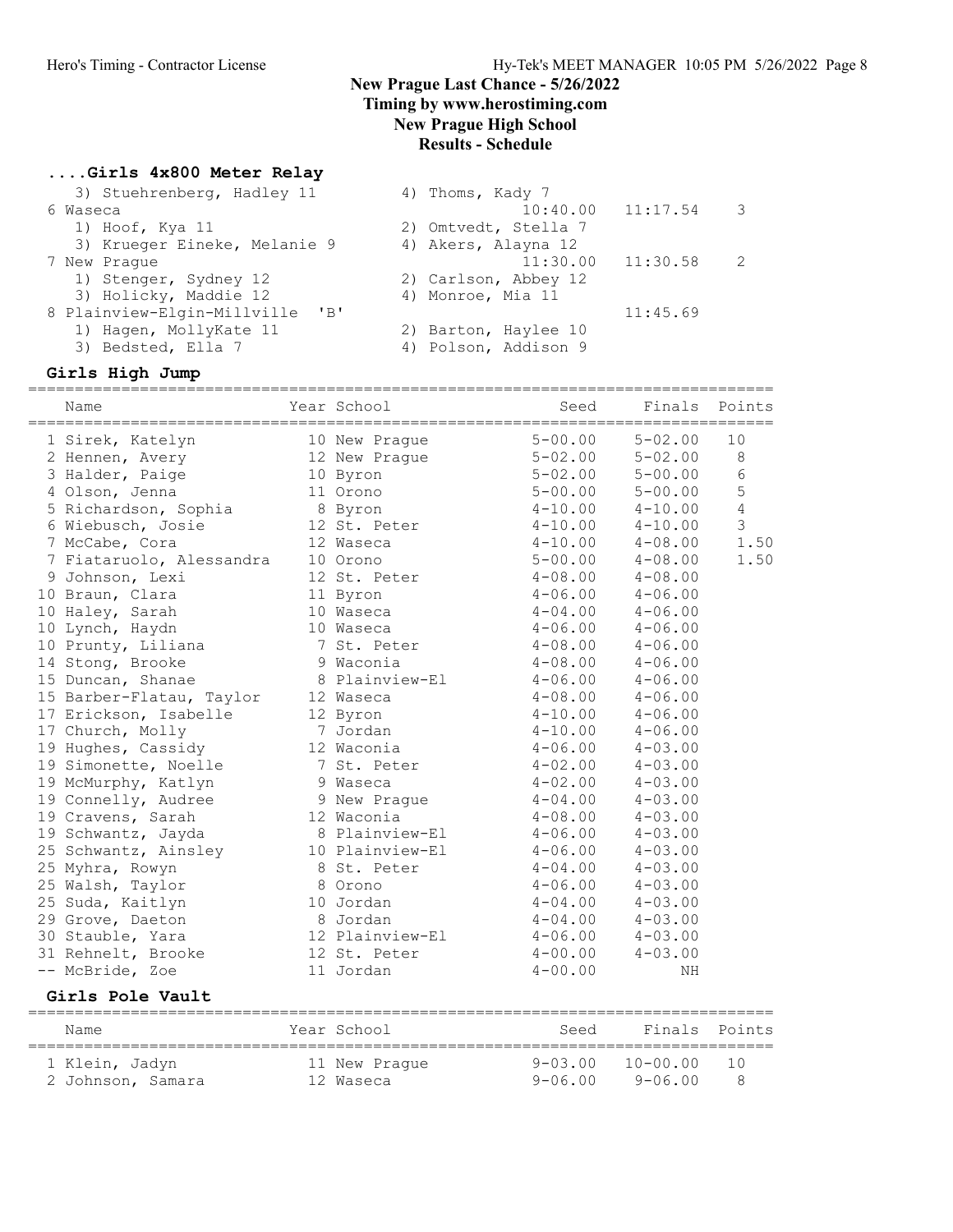# New Prague Last Chance - 5/26/2022

**Timing by www.herostiming.com**

**New Prague High School**

**Results - Schedule**

## ....Girls 4x800 Meter Relay

| School | Seed | Finals | Points |
|---|---|---|---|
| 3) Stuehrenberg, Hadley 11 — 4) Thoms, Kady 7 | | | |
| 6 Waseca | 10:40.00 | 11:17.54 | 3 |
| 1) Hoof, Kya 11 — 2) Omtvedt, Stella 7 | | | |
| 3) Krueger Eineke, Melanie 9 — 4) Akers, Alayna 12 | | | |
| 7 New Prague | 11:30.00 | 11:30.58 | 2 |
| 1) Stenger, Sydney 12 — 2) Carlson, Abbey 12 | | | |
| 3) Holicky, Maddie 12 — 4) Monroe, Mia 11 | | | |
| 8 Plainview-Elgin-Millville 'B' | | 11:45.69 | |
| 1) Hagen, MollyKate 11 — 2) Barton, Haylee 10 | | | |
| 3) Bedsted, Ella 7 — 4) Polson, Addison 9 | | | |

## Girls High Jump

| Name | Year | School | Seed | Finals | Points |
|---|---|---|---|---|---|
| 1 Sirek, Katelyn | 10 | New Prague | 5-00.00 | 5-02.00 | 10 |
| 2 Hennen, Avery | 12 | New Prague | 5-02.00 | 5-02.00 | 8 |
| 3 Halder, Paige | 10 | Byron | 5-02.00 | 5-00.00 | 6 |
| 4 Olson, Jenna | 11 | Orono | 5-00.00 | 5-00.00 | 5 |
| 5 Richardson, Sophia | 8 | Byron | 4-10.00 | 4-10.00 | 4 |
| 6 Wiebusch, Josie | 12 | St. Peter | 4-10.00 | 4-10.00 | 3 |
| 7 McCabe, Cora | 12 | Waseca | 4-10.00 | 4-08.00 | 1.50 |
| 7 Fiataruolo, Alessandra | 10 | Orono | 5-00.00 | 4-08.00 | 1.50 |
| 9 Johnson, Lexi | 12 | St. Peter | 4-08.00 | 4-08.00 | |
| 10 Braun, Clara | 11 | Byron | 4-06.00 | 4-06.00 | |
| 10 Haley, Sarah | 10 | Waseca | 4-04.00 | 4-06.00 | |
| 10 Lynch, Haydn | 10 | Waseca | 4-06.00 | 4-06.00 | |
| 10 Prunty, Liliana | 7 | St. Peter | 4-08.00 | 4-06.00 | |
| 14 Stong, Brooke | 9 | Waconia | 4-08.00 | 4-06.00 | |
| 15 Duncan, Shanae | 8 | Plainview-El | 4-06.00 | 4-06.00 | |
| 15 Barber-Flatau, Taylor | 12 | Waseca | 4-08.00 | 4-06.00 | |
| 17 Erickson, Isabelle | 12 | Byron | 4-10.00 | 4-06.00 | |
| 17 Church, Molly | 7 | Jordan | 4-10.00 | 4-06.00 | |
| 19 Hughes, Cassidy | 12 | Waconia | 4-06.00 | 4-03.00 | |
| 19 Simonette, Noelle | 7 | St. Peter | 4-02.00 | 4-03.00 | |
| 19 McMurphy, Katlyn | 9 | Waseca | 4-02.00 | 4-03.00 | |
| 19 Connelly, Audree | 9 | New Prague | 4-04.00 | 4-03.00 | |
| 19 Cravens, Sarah | 12 | Waconia | 4-08.00 | 4-03.00 | |
| 19 Schwantz, Jayda | 8 | Plainview-El | 4-06.00 | 4-03.00 | |
| 25 Schwantz, Ainsley | 10 | Plainview-El | 4-06.00 | 4-03.00 | |
| 25 Myhra, Rowyn | 8 | St. Peter | 4-04.00 | 4-03.00 | |
| 25 Walsh, Taylor | 8 | Orono | 4-06.00 | 4-03.00 | |
| 25 Suda, Kaitlyn | 10 | Jordan | 4-04.00 | 4-03.00 | |
| 29 Grove, Daeton | 8 | Jordan | 4-04.00 | 4-03.00 | |
| 30 Stauble, Yara | 12 | Plainview-El | 4-06.00 | 4-03.00 | |
| 31 Rehnelt, Brooke | 12 | St. Peter | 4-00.00 | 4-03.00 | |
| -- McBride, Zoe | 11 | Jordan | 4-00.00 | NH | |

## Girls Pole Vault

| Name | Year | School | Seed | Finals | Points |
|---|---|---|---|---|---|
| 1 Klein, Jadyn | 11 | New Prague | 9-03.00 | 10-00.00 | 10 |
| 2 Johnson, Samara | 12 | Waseca | 9-06.00 | 9-06.00 | 8 |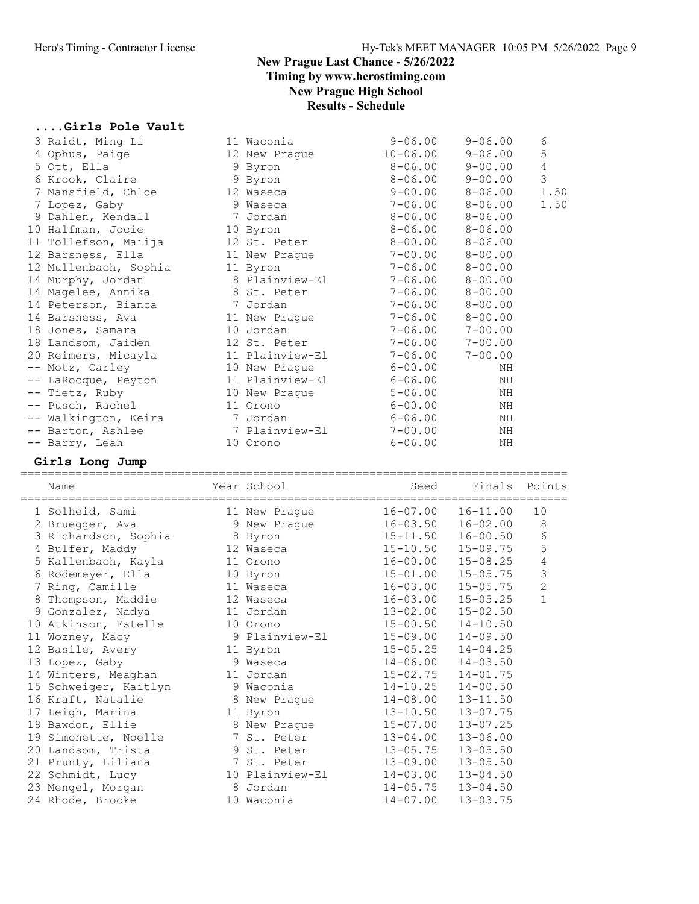# New Prague Last Chance - 5/26/2022

## Timing by www.herostiming.com

## New Prague High School

## Results - Schedule

### ....Girls Pole Vault

| Place | Name | Year | School | Seed | Finals | Points |
|---|---|---|---|---|---|---|
| 3 | Raidt, Ming Li | 11 | Waconia | 9-06.00 | 9-06.00 | 6 |
| 4 | Ophus, Paige | 12 | New Prague | 10-06.00 | 9-06.00 | 5 |
| 5 | Ott, Ella | 9 | Byron | 8-06.00 | 9-00.00 | 4 |
| 6 | Krook, Claire | 9 | Byron | 8-06.00 | 9-00.00 | 3 |
| 7 | Mansfield, Chloe | 12 | Waseca | 9-00.00 | 8-06.00 | 1.50 |
| 7 | Lopez, Gaby | 9 | Waseca | 7-06.00 | 8-06.00 | 1.50 |
| 9 | Dahlen, Kendall | 7 | Jordan | 8-06.00 | 8-06.00 | |
| 10 | Halfman, Jocie | 10 | Byron | 8-06.00 | 8-06.00 | |
| 11 | Tollefson, Maiija | 12 | St. Peter | 8-00.00 | 8-06.00 | |
| 12 | Barsness, Ella | 11 | New Prague | 7-00.00 | 8-00.00 | |
| 12 | Mullenbach, Sophia | 11 | Byron | 7-06.00 | 8-00.00 | |
| 14 | Murphy, Jordan | 8 | Plainview-El | 7-06.00 | 8-00.00 | |
| 14 | Magelee, Annika | 8 | St. Peter | 7-06.00 | 8-00.00 | |
| 14 | Peterson, Bianca | 7 | Jordan | 7-06.00 | 8-00.00 | |
| 14 | Barsness, Ava | 11 | New Prague | 7-06.00 | 8-00.00 | |
| 18 | Jones, Samara | 10 | Jordan | 7-06.00 | 7-00.00 | |
| 18 | Landsom, Jaiden | 12 | St. Peter | 7-06.00 | 7-00.00 | |
| 20 | Reimers, Micayla | 11 | Plainview-El | 7-06.00 | 7-00.00 | |
| -- | Motz, Carley | 10 | New Prague | 6-00.00 | NH | |
| -- | LaRocque, Peyton | 11 | Plainview-El | 6-06.00 | NH | |
| -- | Tietz, Ruby | 10 | New Prague | 5-06.00 | NH | |
| -- | Pusch, Rachel | 11 | Orono | 6-00.00 | NH | |
| -- | Walkington, Keira | 7 | Jordan | 6-06.00 | NH | |
| -- | Barton, Ashlee | 7 | Plainview-El | 7-00.00 | NH | |
| -- | Barry, Leah | 10 | Orono | 6-06.00 | NH | |

### Girls Long Jump

| Place | Name | Year | School | Seed | Finals | Points |
|---|---|---|---|---|---|---|
| 1 | Solheid, Sami | 11 | New Prague | 16-07.00 | 16-11.00 | 10 |
| 2 | Bruegger, Ava | 9 | New Prague | 16-03.50 | 16-02.00 | 8 |
| 3 | Richardson, Sophia | 8 | Byron | 15-11.50 | 16-00.50 | 6 |
| 4 | Bulfer, Maddy | 12 | Waseca | 15-10.50 | 15-09.75 | 5 |
| 5 | Kallenbach, Kayla | 11 | Orono | 16-00.00 | 15-08.25 | 4 |
| 6 | Rodemeyer, Ella | 10 | Byron | 15-01.00 | 15-05.75 | 3 |
| 7 | Ring, Camille | 11 | Waseca | 16-03.00 | 15-05.75 | 2 |
| 8 | Thompson, Maddie | 12 | Waseca | 16-03.00 | 15-05.25 | 1 |
| 9 | Gonzalez, Nadya | 11 | Jordan | 13-02.00 | 15-02.50 | |
| 10 | Atkinson, Estelle | 10 | Orono | 15-00.50 | 14-10.50 | |
| 11 | Wozney, Macy | 9 | Plainview-El | 15-09.00 | 14-09.50 | |
| 12 | Basile, Avery | 11 | Byron | 15-05.25 | 14-04.25 | |
| 13 | Lopez, Gaby | 9 | Waseca | 14-06.00 | 14-03.50 | |
| 14 | Winters, Meaghan | 11 | Jordan | 15-02.75 | 14-01.75 | |
| 15 | Schweiger, Kaitlyn | 9 | Waconia | 14-10.25 | 14-00.50 | |
| 16 | Kraft, Natalie | 8 | New Prague | 14-08.00 | 13-11.50 | |
| 17 | Leigh, Marina | 11 | Byron | 13-10.50 | 13-07.75 | |
| 18 | Bawdon, Ellie | 8 | New Prague | 15-07.00 | 13-07.25 | |
| 19 | Simonette, Noelle | 7 | St. Peter | 13-04.00 | 13-06.00 | |
| 20 | Landsom, Trista | 9 | St. Peter | 13-05.75 | 13-05.50 | |
| 21 | Prunty, Liliana | 7 | St. Peter | 13-09.00 | 13-05.50 | |
| 22 | Schmidt, Lucy | 10 | Plainview-El | 14-03.00 | 13-04.50 | |
| 23 | Mengel, Morgan | 8 | Jordan | 14-05.75 | 13-04.50 | |
| 24 | Rhode, Brooke | 10 | Waconia | 14-07.00 | 13-03.75 | |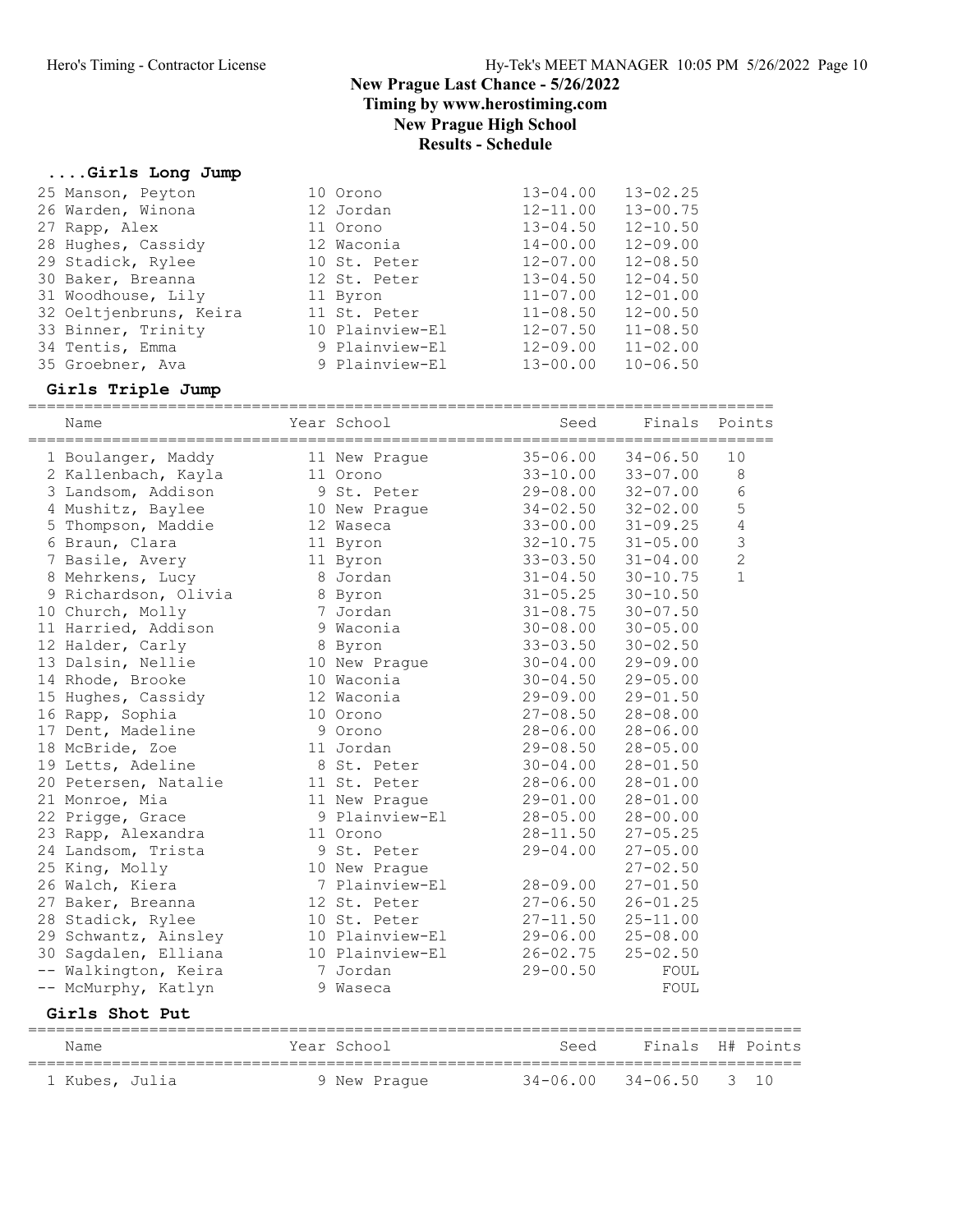## New Prague Last Chance - 5/26/2022
### Timing by www.herostiming.com
### New Prague High School
### Results - Schedule

### ....Girls Long Jump

| Name | Year | School | Seed | Finals |
|---|---|---|---|---|
| 25 Manson, Peyton | 10 | Orono | 13-04.00 | 13-02.25 |
| 26 Warden, Winona | 12 | Jordan | 12-11.00 | 13-00.75 |
| 27 Rapp, Alex | 11 | Orono | 13-04.50 | 12-10.50 |
| 28 Hughes, Cassidy | 12 | Waconia | 14-00.00 | 12-09.00 |
| 29 Stadick, Rylee | 10 | St. Peter | 12-07.00 | 12-08.50 |
| 30 Baker, Breanna | 12 | St. Peter | 13-04.50 | 12-04.50 |
| 31 Woodhouse, Lily | 11 | Byron | 11-07.00 | 12-01.00 |
| 32 Oeltjenbruns, Keira | 11 | St. Peter | 11-08.50 | 12-00.50 |
| 33 Binner, Trinity | 10 | Plainview-El | 12-07.50 | 11-08.50 |
| 34 Tentis, Emma | 9 | Plainview-El | 12-09.00 | 11-02.00 |
| 35 Groebner, Ava | 9 | Plainview-El | 13-00.00 | 10-06.50 |

### Girls Triple Jump

| Name | Year | School | Seed | Finals | Points |
|---|---|---|---|---|---|
| 1 Boulanger, Maddy | 11 | New Prague | 35-06.00 | 34-06.50 | 10 |
| 2 Kallenbach, Kayla | 11 | Orono | 33-10.00 | 33-07.00 | 8 |
| 3 Landsom, Addison | 9 | St. Peter | 29-08.00 | 32-07.00 | 6 |
| 4 Mushitz, Baylee | 10 | New Prague | 34-02.50 | 32-02.00 | 5 |
| 5 Thompson, Maddie | 12 | Waseca | 33-00.00 | 31-09.25 | 4 |
| 6 Braun, Clara | 11 | Byron | 32-10.75 | 31-05.00 | 3 |
| 7 Basile, Avery | 11 | Byron | 33-03.50 | 31-04.00 | 2 |
| 8 Mehrkens, Lucy | 8 | Jordan | 31-04.50 | 30-10.75 | 1 |
| 9 Richardson, Olivia | 8 | Byron | 31-05.25 | 30-10.50 | |
| 10 Church, Molly | 7 | Jordan | 31-08.75 | 30-07.50 | |
| 11 Harried, Addison | 9 | Waconia | 30-08.00 | 30-05.00 | |
| 12 Halder, Carly | 8 | Byron | 33-03.50 | 30-02.50 | |
| 13 Dalsin, Nellie | 10 | New Prague | 30-04.00 | 29-09.00 | |
| 14 Rhode, Brooke | 10 | Waconia | 30-04.50 | 29-05.00 | |
| 15 Hughes, Cassidy | 12 | Waconia | 29-09.00 | 29-01.50 | |
| 16 Rapp, Sophia | 10 | Orono | 27-08.50 | 28-08.00 | |
| 17 Dent, Madeline | 9 | Orono | 28-06.00 | 28-06.00 | |
| 18 McBride, Zoe | 11 | Jordan | 29-08.50 | 28-05.00 | |
| 19 Letts, Adeline | 8 | St. Peter | 30-04.00 | 28-01.50 | |
| 20 Petersen, Natalie | 11 | St. Peter | 28-06.00 | 28-01.00 | |
| 21 Monroe, Mia | 11 | New Prague | 29-01.00 | 28-01.00 | |
| 22 Prigge, Grace | 9 | Plainview-El | 28-05.00 | 28-00.00 | |
| 23 Rapp, Alexandra | 11 | Orono | 28-11.50 | 27-05.25 | |
| 24 Landsom, Trista | 9 | St. Peter | 29-04.00 | 27-05.00 | |
| 25 King, Molly | 10 | New Prague | | 27-02.50 | |
| 26 Walch, Kiera | 7 | Plainview-El | 28-09.00 | 27-01.50 | |
| 27 Baker, Breanna | 12 | St. Peter | 27-06.50 | 26-01.25 | |
| 28 Stadick, Rylee | 10 | St. Peter | 27-11.50 | 25-11.00 | |
| 29 Schwantz, Ainsley | 10 | Plainview-El | 29-06.00 | 25-08.00 | |
| 30 Sagdalen, Elliana | 10 | Plainview-El | 26-02.75 | 25-02.50 | |
| -- Walkington, Keira | 7 | Jordan | 29-00.50 | FOUL | |
| -- McMurphy, Katlyn | 9 | Waseca | | FOUL | |

### Girls Shot Put

| Name | Year | School | Seed | Finals | H# | Points |
|---|---|---|---|---|---|---|
| 1 Kubes, Julia | 9 | New Prague | 34-06.00 | 34-06.50 | 3 | 10 |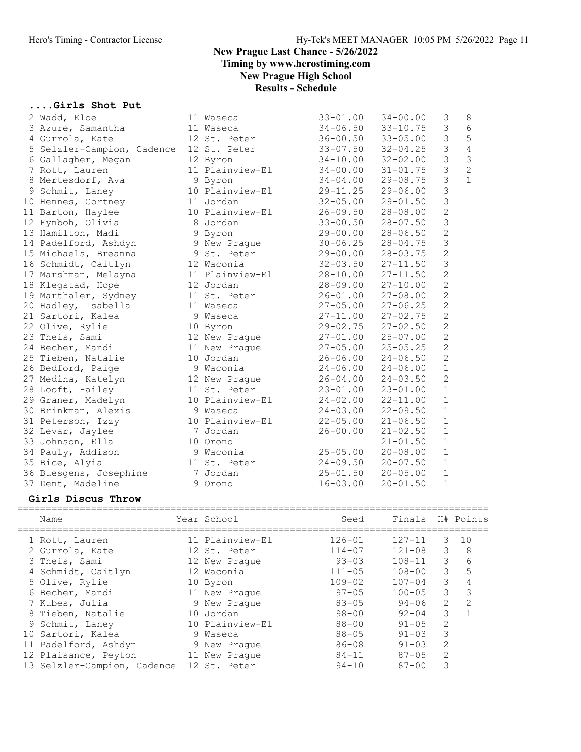# New Prague Last Chance - 5/26/2022
## Timing by www.herostiming.com
## New Prague High School
## Results - Schedule

### ....Girls Shot Put

| Name | Year | School | Seed | Finals | H# | Points |
|---|---|---|---|---|---|---|
| 2 Wadd, Kloe | 11 | Waseca | 33-01.00 | 34-00.00 | 3 | 8 |
| 3 Azure, Samantha | 11 | Waseca | 34-06.50 | 33-10.75 | 3 | 6 |
| 4 Gurrola, Kate | 12 | St. Peter | 36-00.50 | 33-05.00 | 3 | 5 |
| 5 Selzler-Campion, Cadence | 12 | St. Peter | 33-07.50 | 32-04.25 | 3 | 4 |
| 6 Gallagher, Megan | 12 | Byron | 34-10.00 | 32-02.00 | 3 | 3 |
| 7 Rott, Lauren | 11 | Plainview-El | 34-00.00 | 31-01.75 | 3 | 2 |
| 8 Mertesdorf, Ava | 9 | Byron | 34-04.00 | 29-08.75 | 3 | 1 |
| 9 Schmit, Laney | 10 | Plainview-El | 29-11.25 | 29-06.00 | 3 | |
| 10 Hennes, Cortney | 11 | Jordan | 32-05.00 | 29-01.50 | 3 | |
| 11 Barton, Haylee | 10 | Plainview-El | 26-09.50 | 28-08.00 | 2 | |
| 12 Fynboh, Olivia | 8 | Jordan | 33-00.50 | 28-07.50 | 3 | |
| 13 Hamilton, Madi | 9 | Byron | 29-00.00 | 28-06.50 | 2 | |
| 14 Padelford, Ashdyn | 9 | New Prague | 30-06.25 | 28-04.75 | 3 | |
| 15 Michaels, Breanna | 9 | St. Peter | 29-00.00 | 28-03.75 | 2 | |
| 16 Schmidt, Caitlyn | 12 | Waconia | 32-03.50 | 27-11.50 | 3 | |
| 17 Marshman, Melayna | 11 | Plainview-El | 28-10.00 | 27-11.50 | 2 | |
| 18 Klegstad, Hope | 12 | Jordan | 28-09.00 | 27-10.00 | 2 | |
| 19 Marthaler, Sydney | 11 | St. Peter | 26-01.00 | 27-08.00 | 2 | |
| 20 Hadley, Isabella | 11 | Waseca | 27-05.00 | 27-06.25 | 2 | |
| 21 Sartori, Kalea | 9 | Waseca | 27-11.00 | 27-02.75 | 2 | |
| 22 Olive, Rylie | 10 | Byron | 29-02.75 | 27-02.50 | 2 | |
| 23 Theis, Sami | 12 | New Prague | 27-01.00 | 25-07.00 | 2 | |
| 24 Becher, Mandi | 11 | New Prague | 27-05.00 | 25-05.25 | 2 | |
| 25 Tieben, Natalie | 10 | Jordan | 26-06.00 | 24-06.50 | 2 | |
| 26 Bedford, Paige | 9 | Waconia | 24-06.00 | 24-06.00 | 1 | |
| 27 Medina, Katelyn | 12 | New Prague | 26-04.00 | 24-03.50 | 2 | |
| 28 Looft, Hailey | 11 | St. Peter | 23-01.00 | 23-01.00 | 1 | |
| 29 Graner, Madelyn | 10 | Plainview-El | 24-02.00 | 22-11.00 | 1 | |
| 30 Brinkman, Alexis | 9 | Waseca | 24-03.00 | 22-09.50 | 1 | |
| 31 Peterson, Izzy | 10 | Plainview-El | 22-05.00 | 21-06.50 | 1 | |
| 32 Levar, Jaylee | 7 | Jordan | 26-00.00 | 21-02.50 | 1 | |
| 33 Johnson, Ella | 10 | Orono | | 21-01.50 | 1 | |
| 34 Pauly, Addison | 9 | Waconia | 25-05.00 | 20-08.00 | 1 | |
| 35 Bice, Alyia | 11 | St. Peter | 24-09.50 | 20-07.50 | 1 | |
| 36 Buesgens, Josephine | 7 | Jordan | 25-01.50 | 20-05.00 | 1 | |
| 37 Dent, Madeline | 9 | Orono | 16-03.00 | 20-01.50 | 1 | |

### Girls Discus Throw

| Name | Year | School | Seed | Finals | H# | Points |
|---|---|---|---|---|---|---|
| 1 Rott, Lauren | 11 | Plainview-El | 126-01 | 127-11 | 3 | 10 |
| 2 Gurrola, Kate | 12 | St. Peter | 114-07 | 121-08 | 3 | 8 |
| 3 Theis, Sami | 12 | New Prague | 93-03 | 108-11 | 3 | 6 |
| 4 Schmidt, Caitlyn | 12 | Waconia | 111-05 | 108-00 | 3 | 5 |
| 5 Olive, Rylie | 10 | Byron | 109-02 | 107-04 | 3 | 4 |
| 6 Becher, Mandi | 11 | New Prague | 97-05 | 100-05 | 3 | 3 |
| 7 Kubes, Julia | 9 | New Prague | 83-05 | 94-06 | 2 | 2 |
| 8 Tieben, Natalie | 10 | Jordan | 98-00 | 92-04 | 3 | 1 |
| 9 Schmit, Laney | 10 | Plainview-El | 88-00 | 91-05 | 2 | |
| 10 Sartori, Kalea | 9 | Waseca | 88-05 | 91-03 | 3 | |
| 11 Padelford, Ashdyn | 9 | New Prague | 86-08 | 91-03 | 2 | |
| 12 Plaisance, Peyton | 11 | New Prague | 84-11 | 87-05 | 2 | |
| 13 Selzler-Campion, Cadence | 12 | St. Peter | 94-10 | 87-00 | 3 | |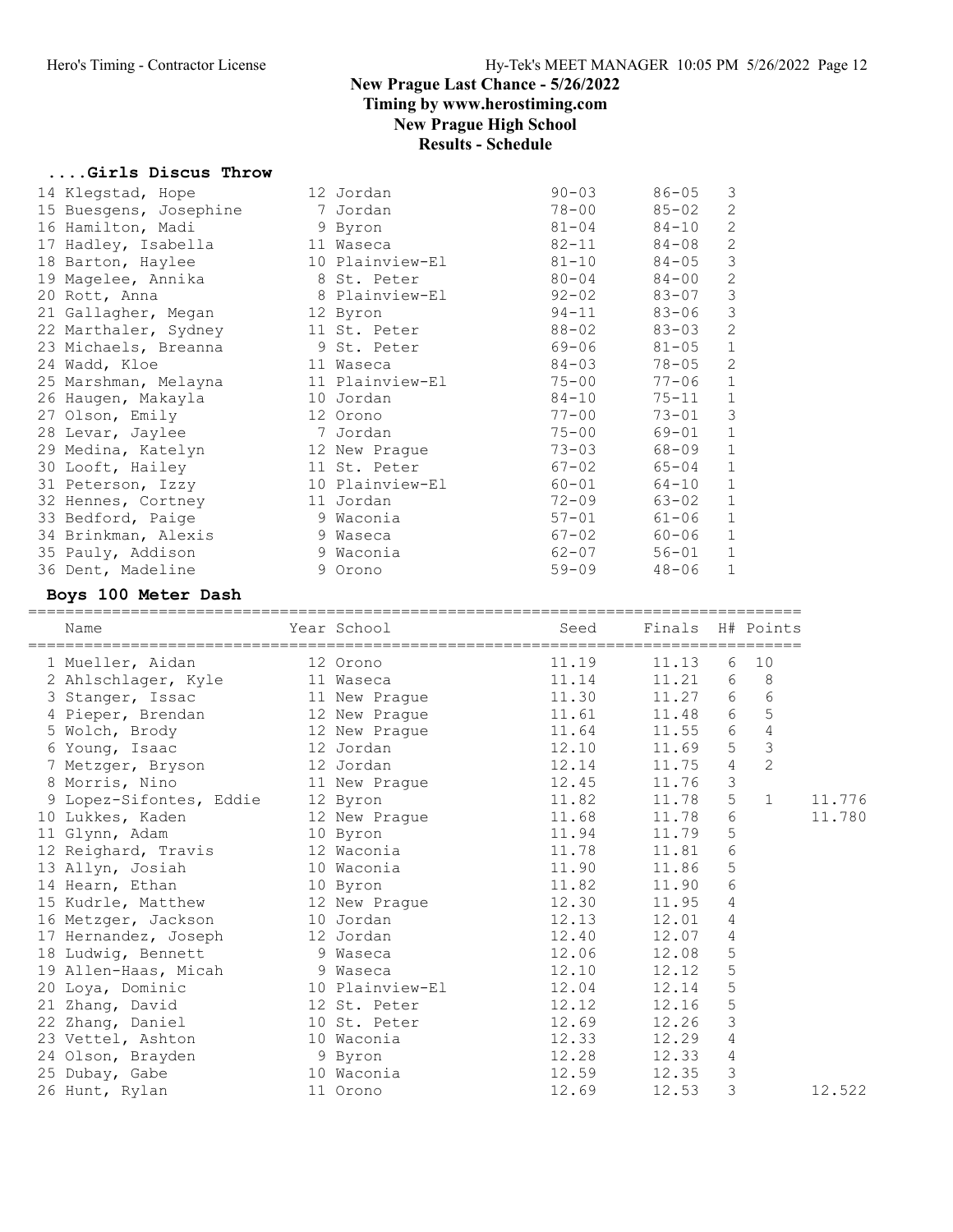# New Prague Last Chance - 5/26/2022
## Timing by www.herostiming.com
## New Prague High School
## Results - Schedule

### ....Girls Discus Throw

| Place | Name | Year | School | Seed | Finals | Flight |
|---|---|---|---|---|---|---|
| 14 | Klegstad, Hope | 12 | Jordan | 90-03 | 86-05 | 3 |
| 15 | Buesgens, Josephine | 7 | Jordan | 78-00 | 85-02 | 2 |
| 16 | Hamilton, Madi | 9 | Byron | 81-04 | 84-10 | 2 |
| 17 | Hadley, Isabella | 11 | Waseca | 82-11 | 84-08 | 2 |
| 18 | Barton, Haylee | 10 | Plainview-El | 81-10 | 84-05 | 3 |
| 19 | Magelee, Annika | 8 | St. Peter | 80-04 | 84-00 | 2 |
| 20 | Rott, Anna | 8 | Plainview-El | 92-02 | 83-07 | 3 |
| 21 | Gallagher, Megan | 12 | Byron | 94-11 | 83-06 | 3 |
| 22 | Marthaler, Sydney | 11 | St. Peter | 88-02 | 83-03 | 2 |
| 23 | Michaels, Breanna | 9 | St. Peter | 69-06 | 81-05 | 1 |
| 24 | Wadd, Kloe | 11 | Waseca | 84-03 | 78-05 | 2 |
| 25 | Marshman, Melayna | 11 | Plainview-El | 75-00 | 77-06 | 1 |
| 26 | Haugen, Makayla | 10 | Jordan | 84-10 | 75-11 | 1 |
| 27 | Olson, Emily | 12 | Orono | 77-00 | 73-01 | 3 |
| 28 | Levar, Jaylee | 7 | Jordan | 75-00 | 69-01 | 1 |
| 29 | Medina, Katelyn | 12 | New Prague | 73-03 | 68-09 | 1 |
| 30 | Looft, Hailey | 11 | St. Peter | 67-02 | 65-04 | 1 |
| 31 | Peterson, Izzy | 10 | Plainview-El | 60-01 | 64-10 | 1 |
| 32 | Hennes, Cortney | 11 | Jordan | 72-09 | 63-02 | 1 |
| 33 | Bedford, Paige | 9 | Waconia | 57-01 | 61-06 | 1 |
| 34 | Brinkman, Alexis | 9 | Waseca | 67-02 | 60-06 | 1 |
| 35 | Pauly, Addison | 9 | Waconia | 62-07 | 56-01 | 1 |
| 36 | Dent, Madeline | 9 | Orono | 59-09 | 48-06 | 1 |

### Boys 100 Meter Dash

| Place | Name | Year | School | Seed | Finals | H# | Points | |
|---|---|---|---|---|---|---|---|---|
| 1 | Mueller, Aidan | 12 | Orono | 11.19 | 11.13 | 6 | 10 | |
| 2 | Ahlschlager, Kyle | 11 | Waseca | 11.14 | 11.21 | 6 | 8 | |
| 3 | Stanger, Issac | 11 | New Prague | 11.30 | 11.27 | 6 | 6 | |
| 4 | Pieper, Brendan | 12 | New Prague | 11.61 | 11.48 | 6 | 5 | |
| 5 | Wolch, Brody | 12 | New Prague | 11.64 | 11.55 | 6 | 4 | |
| 6 | Young, Isaac | 12 | Jordan | 12.10 | 11.69 | 5 | 3 | |
| 7 | Metzger, Bryson | 12 | Jordan | 12.14 | 11.75 | 4 | 2 | |
| 8 | Morris, Nino | 11 | New Prague | 12.45 | 11.76 | 3 | | |
| 9 | Lopez-Sifontes, Eddie | 12 | Byron | 11.82 | 11.78 | 5 | 1 | 11.776 |
| 10 | Lukkes, Kaden | 12 | New Prague | 11.68 | 11.78 | 6 | | 11.780 |
| 11 | Glynn, Adam | 10 | Byron | 11.94 | 11.79 | 5 | | |
| 12 | Reighard, Travis | 12 | Waconia | 11.78 | 11.81 | 6 | | |
| 13 | Allyn, Josiah | 10 | Waconia | 11.90 | 11.86 | 5 | | |
| 14 | Hearn, Ethan | 10 | Byron | 11.82 | 11.90 | 6 | | |
| 15 | Kudrle, Matthew | 12 | New Prague | 12.30 | 11.95 | 4 | | |
| 16 | Metzger, Jackson | 10 | Jordan | 12.13 | 12.01 | 4 | | |
| 17 | Hernandez, Joseph | 12 | Jordan | 12.40 | 12.07 | 4 | | |
| 18 | Ludwig, Bennett | 9 | Waseca | 12.06 | 12.08 | 5 | | |
| 19 | Allen-Haas, Micah | 9 | Waseca | 12.10 | 12.12 | 5 | | |
| 20 | Loya, Dominic | 10 | Plainview-El | 12.04 | 12.14 | 5 | | |
| 21 | Zhang, David | 12 | St. Peter | 12.12 | 12.16 | 5 | | |
| 22 | Zhang, Daniel | 10 | St. Peter | 12.69 | 12.26 | 3 | | |
| 23 | Vettel, Ashton | 10 | Waconia | 12.33 | 12.29 | 4 | | |
| 24 | Olson, Brayden | 9 | Byron | 12.28 | 12.33 | 4 | | |
| 25 | Dubay, Gabe | 10 | Waconia | 12.59 | 12.35 | 3 | | |
| 26 | Hunt, Rylan | 11 | Orono | 12.69 | 12.53 | 3 | | 12.522 |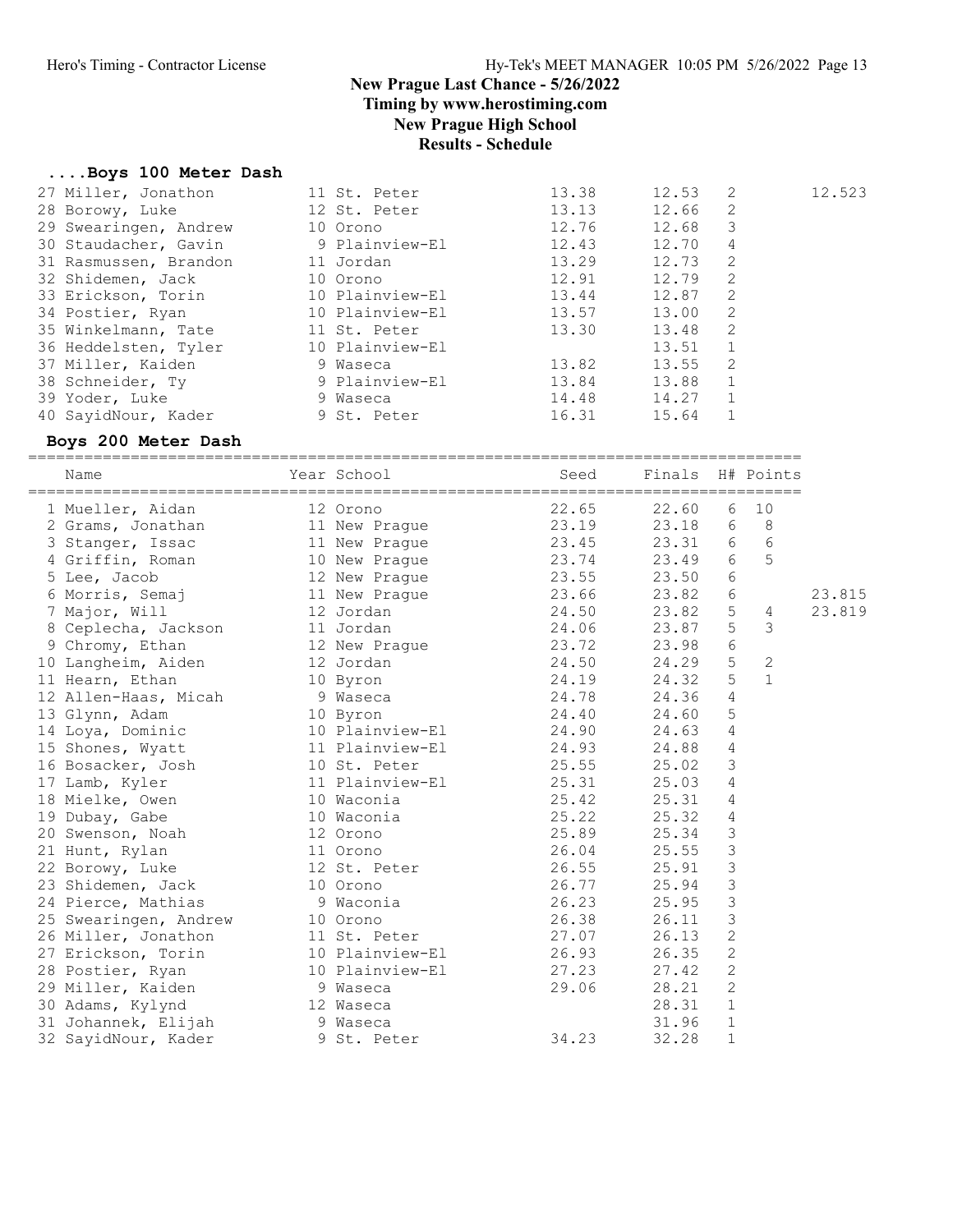# New Prague Last Chance - 5/26/2022

## Timing by www.herostiming.com

## New Prague High School

## Results - Schedule

### ....Boys 100 Meter Dash

| Name | Year School | Seed | Finals | H# | Points | |
|---|---|---|---|---|---|---|
| 27 Miller, Jonathon | 11 St. Peter | 13.38 | 12.53 | 2 | | 12.523 |
| 28 Borowy, Luke | 12 St. Peter | 13.13 | 12.66 | 2 | | |
| 29 Swearingen, Andrew | 10 Orono | 12.76 | 12.68 | 3 | | |
| 30 Staudacher, Gavin | 9 Plainview-El | 12.43 | 12.70 | 4 | | |
| 31 Rasmussen, Brandon | 11 Jordan | 13.29 | 12.73 | 2 | | |
| 32 Shidemen, Jack | 10 Orono | 12.91 | 12.79 | 2 | | |
| 33 Erickson, Torin | 10 Plainview-El | 13.44 | 12.87 | 2 | | |
| 34 Postier, Ryan | 10 Plainview-El | 13.57 | 13.00 | 2 | | |
| 35 Winkelmann, Tate | 11 St. Peter | 13.30 | 13.48 | 2 | | |
| 36 Heddelsten, Tyler | 10 Plainview-El | | 13.51 | 1 | | |
| 37 Miller, Kaiden | 9 Waseca | 13.82 | 13.55 | 2 | | |
| 38 Schneider, Ty | 9 Plainview-El | 13.84 | 13.88 | 1 | | |
| 39 Yoder, Luke | 9 Waseca | 14.48 | 14.27 | 1 | | |
| 40 SayidNour, Kader | 9 St. Peter | 16.31 | 15.64 | 1 | | |

### Boys 200 Meter Dash

| Name | Year School | Seed | Finals | H# | Points | |
|---|---|---|---|---|---|---|
| 1 Mueller, Aidan | 12 Orono | 22.65 | 22.60 | 6 | 10 | |
| 2 Grams, Jonathan | 11 New Prague | 23.19 | 23.18 | 6 | 8 | |
| 3 Stanger, Issac | 11 New Prague | 23.45 | 23.31 | 6 | 6 | |
| 4 Griffin, Roman | 10 New Prague | 23.74 | 23.49 | 6 | 5 | |
| 5 Lee, Jacob | 12 New Prague | 23.55 | 23.50 | 6 | | |
| 6 Morris, Semaj | 11 New Prague | 23.66 | 23.82 | 6 | | 23.815 |
| 7 Major, Will | 12 Jordan | 24.50 | 23.82 | 5 | 4 | 23.819 |
| 8 Ceplecha, Jackson | 11 Jordan | 24.06 | 23.87 | 5 | 3 | |
| 9 Chromy, Ethan | 12 New Prague | 23.72 | 23.98 | 6 | | |
| 10 Langheim, Aiden | 12 Jordan | 24.50 | 24.29 | 5 | 2 | |
| 11 Hearn, Ethan | 10 Byron | 24.19 | 24.32 | 5 | 1 | |
| 12 Allen-Haas, Micah | 9 Waseca | 24.78 | 24.36 | 4 | | |
| 13 Glynn, Adam | 10 Byron | 24.40 | 24.60 | 5 | | |
| 14 Loya, Dominic | 10 Plainview-El | 24.90 | 24.63 | 4 | | |
| 15 Shones, Wyatt | 11 Plainview-El | 24.93 | 24.88 | 4 | | |
| 16 Bosacker, Josh | 10 St. Peter | 25.55 | 25.02 | 3 | | |
| 17 Lamb, Kyler | 11 Plainview-El | 25.31 | 25.03 | 4 | | |
| 18 Mielke, Owen | 10 Waconia | 25.42 | 25.31 | 4 | | |
| 19 Dubay, Gabe | 10 Waconia | 25.22 | 25.32 | 4 | | |
| 20 Swenson, Noah | 12 Orono | 25.89 | 25.34 | 3 | | |
| 21 Hunt, Rylan | 11 Orono | 26.04 | 25.55 | 3 | | |
| 22 Borowy, Luke | 12 St. Peter | 26.55 | 25.91 | 3 | | |
| 23 Shidemen, Jack | 10 Orono | 26.77 | 25.94 | 3 | | |
| 24 Pierce, Mathias | 9 Waconia | 26.23 | 25.95 | 3 | | |
| 25 Swearingen, Andrew | 10 Orono | 26.38 | 26.11 | 3 | | |
| 26 Miller, Jonathon | 11 St. Peter | 27.07 | 26.13 | 2 | | |
| 27 Erickson, Torin | 10 Plainview-El | 26.93 | 26.35 | 2 | | |
| 28 Postier, Ryan | 10 Plainview-El | 27.23 | 27.42 | 2 | | |
| 29 Miller, Kaiden | 9 Waseca | 29.06 | 28.21 | 2 | | |
| 30 Adams, Kylynd | 12 Waseca | | 28.31 | 1 | | |
| 31 Johannek, Elijah | 9 Waseca | | 31.96 | 1 | | |
| 32 SayidNour, Kader | 9 St. Peter | 34.23 | 32.28 | 1 | | |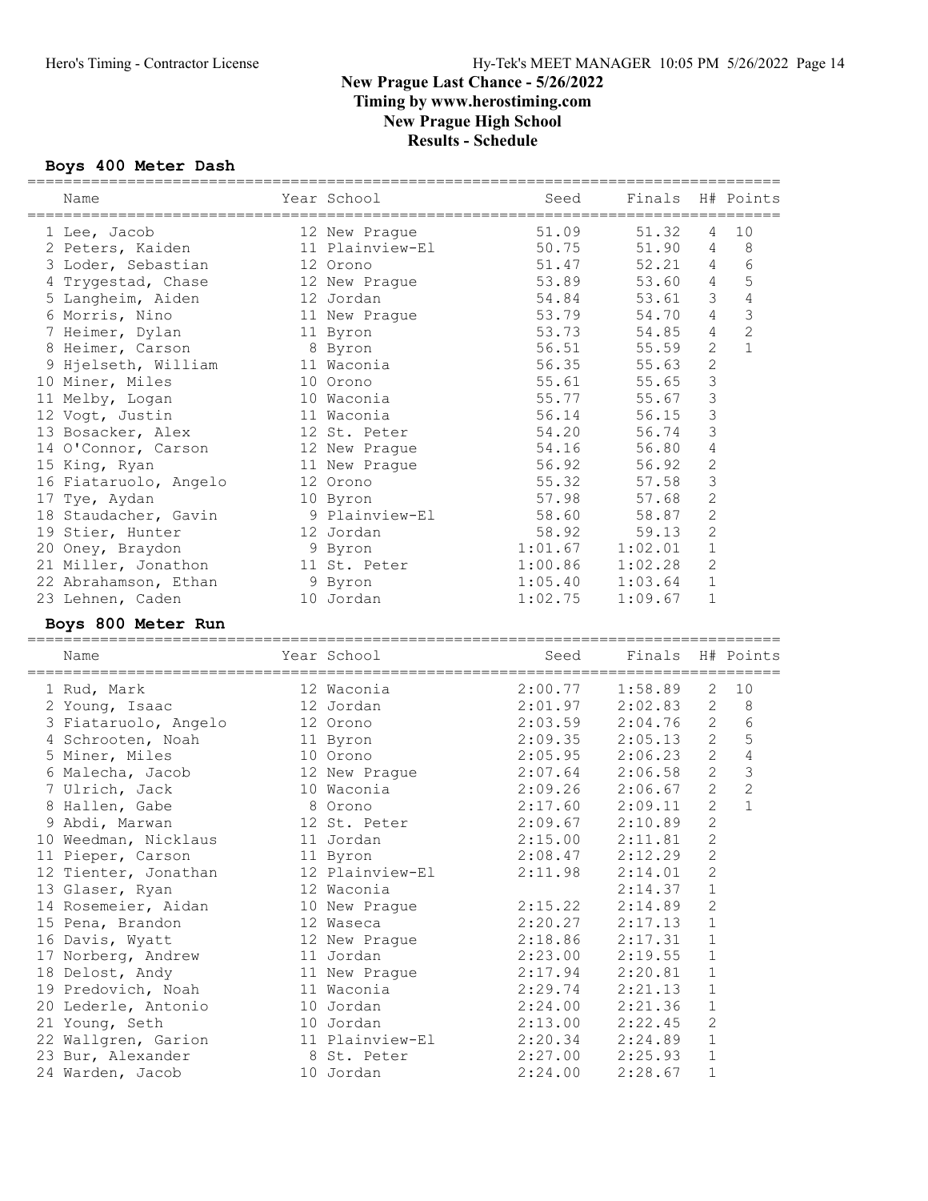# New Prague Last Chance - 5/26/2022

## Timing by www.herostiming.com

## New Prague High School

## Results - Schedule

### Boys 400 Meter Dash

| | Name | Year | School | Seed | Finals | H# | Points |
|---|---|---|---|---|---|---|---|
| 1 | Lee, Jacob | 12 | New Prague | 51.09 | 51.32 | 4 | 10 |
| 2 | Peters, Kaiden | 11 | Plainview-El | 50.75 | 51.90 | 4 | 8 |
| 3 | Loder, Sebastian | 12 | Orono | 51.47 | 52.21 | 4 | 6 |
| 4 | Trygestad, Chase | 12 | New Prague | 53.89 | 53.60 | 4 | 5 |
| 5 | Langheim, Aiden | 12 | Jordan | 54.84 | 53.61 | 3 | 4 |
| 6 | Morris, Nino | 11 | New Prague | 53.79 | 54.70 | 4 | 3 |
| 7 | Heimer, Dylan | 11 | Byron | 53.73 | 54.85 | 4 | 2 |
| 8 | Heimer, Carson | 8 | Byron | 56.51 | 55.59 | 2 | 1 |
| 9 | Hjelseth, William | 11 | Waconia | 56.35 | 55.63 | 2 | |
| 10 | Miner, Miles | 10 | Orono | 55.61 | 55.65 | 3 | |
| 11 | Melby, Logan | 10 | Waconia | 55.77 | 55.67 | 3 | |
| 12 | Vogt, Justin | 11 | Waconia | 56.14 | 56.15 | 3 | |
| 13 | Bosacker, Alex | 12 | St. Peter | 54.20 | 56.74 | 3 | |
| 14 | O'Connor, Carson | 12 | New Prague | 54.16 | 56.80 | 4 | |
| 15 | King, Ryan | 11 | New Prague | 56.92 | 56.92 | 2 | |
| 16 | Fiataruolo, Angelo | 12 | Orono | 55.32 | 57.58 | 3 | |
| 17 | Tye, Aydan | 10 | Byron | 57.98 | 57.68 | 2 | |
| 18 | Staudacher, Gavin | 9 | Plainview-El | 58.60 | 58.87 | 2 | |
| 19 | Stier, Hunter | 12 | Jordan | 58.92 | 59.13 | 2 | |
| 20 | Oney, Braydon | 9 | Byron | 1:01.67 | 1:02.01 | 1 | |
| 21 | Miller, Jonathon | 11 | St. Peter | 1:00.86 | 1:02.28 | 2 | |
| 22 | Abrahamson, Ethan | 9 | Byron | 1:05.40 | 1:03.64 | 1 | |
| 23 | Lehnen, Caden | 10 | Jordan | 1:02.75 | 1:09.67 | 1 | |

### Boys 800 Meter Run

| | Name | Year | School | Seed | Finals | H# | Points |
|---|---|---|---|---|---|---|---|
| 1 | Rud, Mark | 12 | Waconia | 2:00.77 | 1:58.89 | 2 | 10 |
| 2 | Young, Isaac | 12 | Jordan | 2:01.97 | 2:02.83 | 2 | 8 |
| 3 | Fiataruolo, Angelo | 12 | Orono | 2:03.59 | 2:04.76 | 2 | 6 |
| 4 | Schrooten, Noah | 11 | Byron | 2:09.35 | 2:05.13 | 2 | 5 |
| 5 | Miner, Miles | 10 | Orono | 2:05.95 | 2:06.23 | 2 | 4 |
| 6 | Malecha, Jacob | 12 | New Prague | 2:07.64 | 2:06.58 | 2 | 3 |
| 7 | Ulrich, Jack | 10 | Waconia | 2:09.26 | 2:06.67 | 2 | 2 |
| 8 | Hallen, Gabe | 8 | Orono | 2:17.60 | 2:09.11 | 2 | 1 |
| 9 | Abdi, Marwan | 12 | St. Peter | 2:09.67 | 2:10.89 | 2 | |
| 10 | Weedman, Nicklaus | 11 | Jordan | 2:15.00 | 2:11.81 | 2 | |
| 11 | Pieper, Carson | 11 | Byron | 2:08.47 | 2:12.29 | 2 | |
| 12 | Tienter, Jonathan | 12 | Plainview-El | 2:11.98 | 2:14.01 | 2 | |
| 13 | Glaser, Ryan | 12 | Waconia | | 2:14.37 | 1 | |
| 14 | Rosemeier, Aidan | 10 | New Prague | 2:15.22 | 2:14.89 | 2 | |
| 15 | Pena, Brandon | 12 | Waseca | 2:20.27 | 2:17.13 | 1 | |
| 16 | Davis, Wyatt | 12 | New Prague | 2:18.86 | 2:17.31 | 1 | |
| 17 | Norberg, Andrew | 11 | Jordan | 2:23.00 | 2:19.55 | 1 | |
| 18 | Delost, Andy | 11 | New Prague | 2:17.94 | 2:20.81 | 1 | |
| 19 | Predovich, Noah | 11 | Waconia | 2:29.74 | 2:21.13 | 1 | |
| 20 | Lederle, Antonio | 10 | Jordan | 2:24.00 | 2:21.36 | 1 | |
| 21 | Young, Seth | 10 | Jordan | 2:13.00 | 2:22.45 | 2 | |
| 22 | Wallgren, Garion | 11 | Plainview-El | 2:20.34 | 2:24.89 | 1 | |
| 23 | Bur, Alexander | 8 | St. Peter | 2:27.00 | 2:25.93 | 1 | |
| 24 | Warden, Jacob | 10 | Jordan | 2:24.00 | 2:28.67 | 1 | |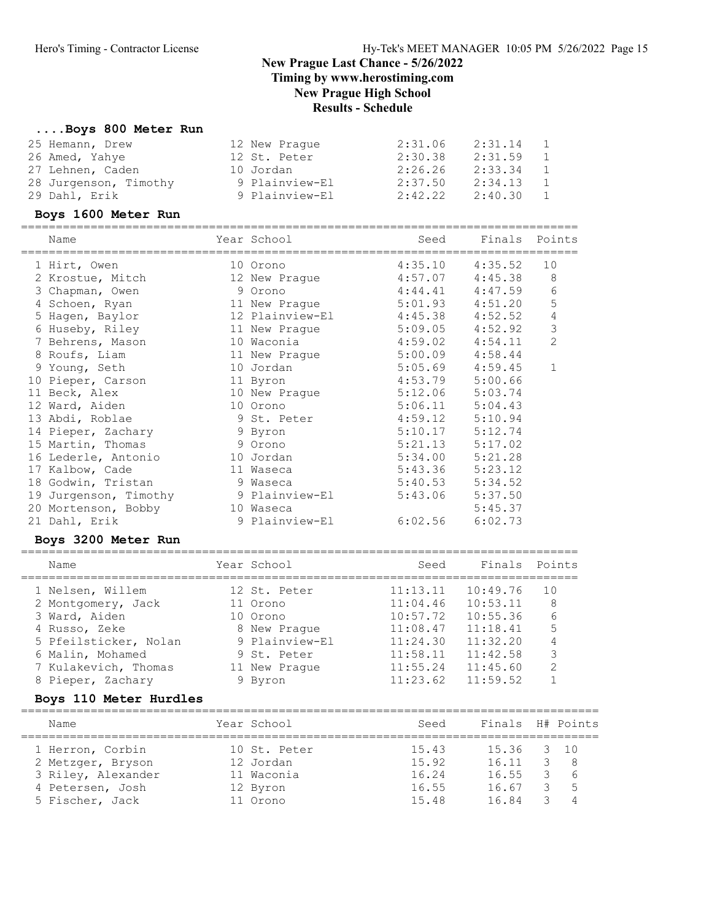# New Prague Last Chance - 5/26/2022
## Timing by www.herostiming.com
## New Prague High School
## Results - Schedule

### ....Boys 800 Meter Run

| Name | Year | School | Seed | Finals | H# |
|---|---|---|---|---|---|
| 25 Hemann, Drew | 12 | New Prague | 2:31.06 | 2:31.14 | 1 |
| 26 Amed, Yahye | 12 | St. Peter | 2:30.38 | 2:31.59 | 1 |
| 27 Lehnen, Caden | 10 | Jordan | 2:26.26 | 2:33.34 | 1 |
| 28 Jurgenson, Timothy | 9 | Plainview-El | 2:37.50 | 2:34.13 | 1 |
| 29 Dahl, Erik | 9 | Plainview-El | 2:42.22 | 2:40.30 | 1 |

### Boys 1600 Meter Run

| Name | Year | School | Seed | Finals | Points |
|---|---|---|---|---|---|
| 1 Hirt, Owen | 10 | Orono | 4:35.10 | 4:35.52 | 10 |
| 2 Krostue, Mitch | 12 | New Prague | 4:57.07 | 4:45.38 | 8 |
| 3 Chapman, Owen | 9 | Orono | 4:44.41 | 4:47.59 | 6 |
| 4 Schoen, Ryan | 11 | New Prague | 5:01.93 | 4:51.20 | 5 |
| 5 Hagen, Baylor | 12 | Plainview-El | 4:45.38 | 4:52.52 | 4 |
| 6 Huseby, Riley | 11 | New Prague | 5:09.05 | 4:52.92 | 3 |
| 7 Behrens, Mason | 10 | Waconia | 4:59.02 | 4:54.11 | 2 |
| 8 Roufs, Liam | 11 | New Prague | 5:00.09 | 4:58.44 | |
| 9 Young, Seth | 10 | Jordan | 5:05.69 | 4:59.45 | 1 |
| 10 Pieper, Carson | 11 | Byron | 4:53.79 | 5:00.66 | |
| 11 Beck, Alex | 10 | New Prague | 5:12.06 | 5:03.74 | |
| 12 Ward, Aiden | 10 | Orono | 5:06.11 | 5:04.43 | |
| 13 Abdi, Roblae | 9 | St. Peter | 4:59.12 | 5:10.94 | |
| 14 Pieper, Zachary | 9 | Byron | 5:10.17 | 5:12.74 | |
| 15 Martin, Thomas | 9 | Orono | 5:21.13 | 5:17.02 | |
| 16 Lederle, Antonio | 10 | Jordan | 5:34.00 | 5:21.28 | |
| 17 Kalbow, Cade | 11 | Waseca | 5:43.36 | 5:23.12 | |
| 18 Godwin, Tristan | 9 | Waseca | 5:40.53 | 5:34.52 | |
| 19 Jurgenson, Timothy | 9 | Plainview-El | 5:43.06 | 5:37.50 | |
| 20 Mortenson, Bobby | 10 | Waseca | | 5:45.37 | |
| 21 Dahl, Erik | 9 | Plainview-El | 6:02.56 | 6:02.73 | |

### Boys 3200 Meter Run

| Name | Year | School | Seed | Finals | Points |
|---|---|---|---|---|---|
| 1 Nelsen, Willem | 12 | St. Peter | 11:13.11 | 10:49.76 | 10 |
| 2 Montgomery, Jack | 11 | Orono | 11:04.46 | 10:53.11 | 8 |
| 3 Ward, Aiden | 10 | Orono | 10:57.72 | 10:55.36 | 6 |
| 4 Russo, Zeke | 8 | New Prague | 11:08.47 | 11:18.41 | 5 |
| 5 Pfeilsticker, Nolan | 9 | Plainview-El | 11:24.30 | 11:32.20 | 4 |
| 6 Malin, Mohamed | 9 | St. Peter | 11:58.11 | 11:42.58 | 3 |
| 7 Kulakevich, Thomas | 11 | New Prague | 11:55.24 | 11:45.60 | 2 |
| 8 Pieper, Zachary | 9 | Byron | 11:23.62 | 11:59.52 | 1 |

### Boys 110 Meter Hurdles

| Name | Year | School | Seed | Finals | H# | Points |
|---|---|---|---|---|---|---|
| 1 Herron, Corbin | 10 | St. Peter | 15.43 | 15.36 | 3 | 10 |
| 2 Metzger, Bryson | 12 | Jordan | 15.92 | 16.11 | 3 | 8 |
| 3 Riley, Alexander | 11 | Waconia | 16.24 | 16.55 | 3 | 6 |
| 4 Petersen, Josh | 12 | Byron | 16.55 | 16.67 | 3 | 5 |
| 5 Fischer, Jack | 11 | Orono | 15.48 | 16.84 | 3 | 4 |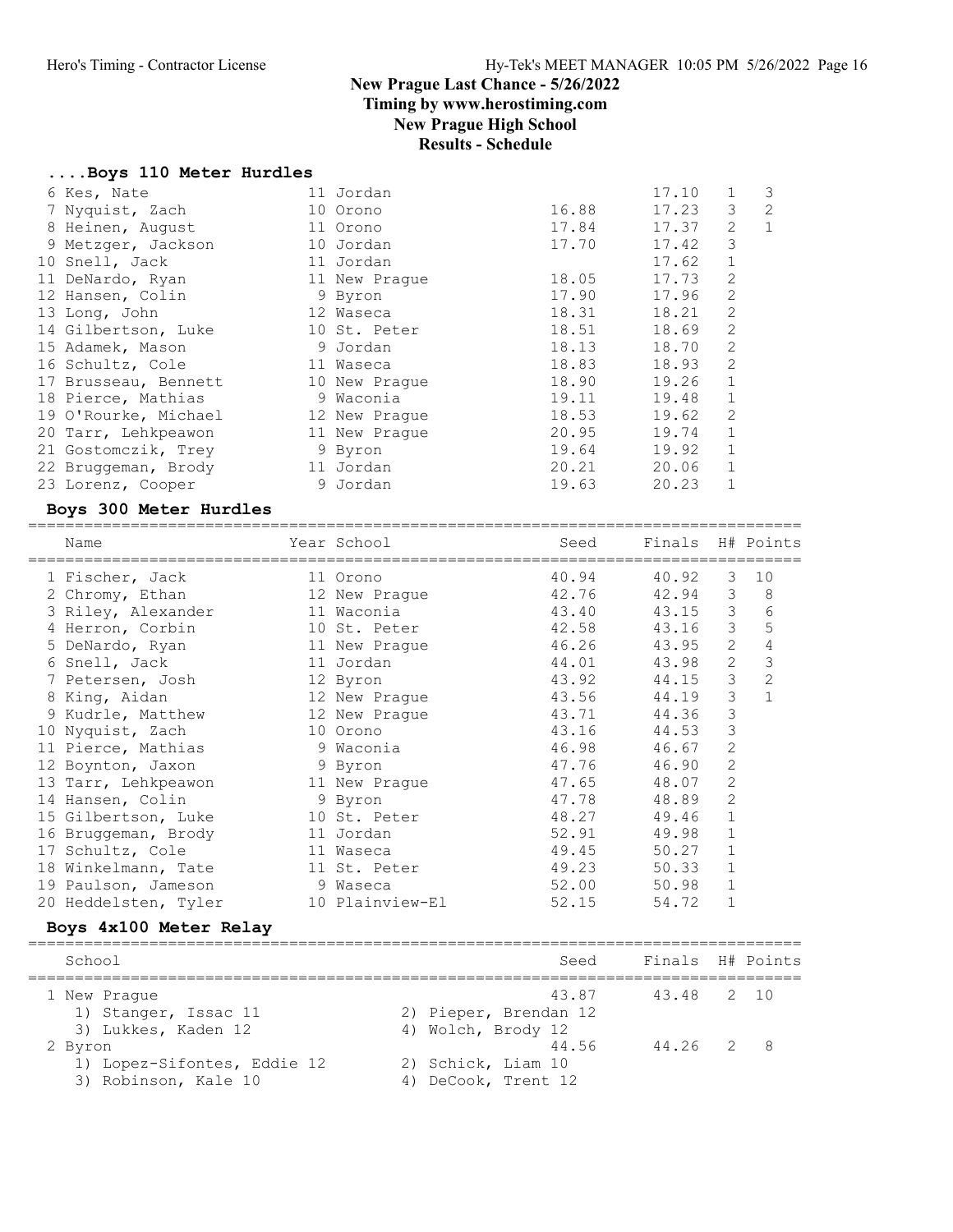# New Prague Last Chance - 5/26/2022
## Timing by www.herostiming.com
## New Prague High School
## Results - Schedule

### ....Boys 110 Meter Hurdles

| Place | Name | Year | School | Seed | Finals | H# | Points |
|---|---|---|---|---|---|---|---|
| 6 | Kes, Nate | 11 | Jordan | | 17.10 | 1 | 3 |
| 7 | Nyquist, Zach | 10 | Orono | 16.88 | 17.23 | 3 | 2 |
| 8 | Heinen, August | 11 | Orono | 17.84 | 17.37 | 2 | 1 |
| 9 | Metzger, Jackson | 10 | Jordan | 17.70 | 17.42 | 3 | |
| 10 | Snell, Jack | 11 | Jordan | | 17.62 | 1 | |
| 11 | DeNardo, Ryan | 11 | New Prague | 18.05 | 17.73 | 2 | |
| 12 | Hansen, Colin | 9 | Byron | 17.90 | 17.96 | 2 | |
| 13 | Long, John | 12 | Waseca | 18.31 | 18.21 | 2 | |
| 14 | Gilbertson, Luke | 10 | St. Peter | 18.51 | 18.69 | 2 | |
| 15 | Adamek, Mason | 9 | Jordan | 18.13 | 18.70 | 2 | |
| 16 | Schultz, Cole | 11 | Waseca | 18.83 | 18.93 | 2 | |
| 17 | Brusseau, Bennett | 10 | New Prague | 18.90 | 19.26 | 1 | |
| 18 | Pierce, Mathias | 9 | Waconia | 19.11 | 19.48 | 1 | |
| 19 | O'Rourke, Michael | 12 | New Prague | 18.53 | 19.62 | 2 | |
| 20 | Tarr, Lehkpeawon | 11 | New Prague | 20.95 | 19.74 | 1 | |
| 21 | Gostomczik, Trey | 9 | Byron | 19.64 | 19.92 | 1 | |
| 22 | Bruggeman, Brody | 11 | Jordan | 20.21 | 20.06 | 1 | |
| 23 | Lorenz, Cooper | 9 | Jordan | 19.63 | 20.23 | 1 | |

### Boys 300 Meter Hurdles

| Place | Name | Year | School | Seed | Finals | H# | Points |
|---|---|---|---|---|---|---|---|
| 1 | Fischer, Jack | 11 | Orono | 40.94 | 40.92 | 3 | 10 |
| 2 | Chromy, Ethan | 12 | New Prague | 42.76 | 42.94 | 3 | 8 |
| 3 | Riley, Alexander | 11 | Waconia | 43.40 | 43.15 | 3 | 6 |
| 4 | Herron, Corbin | 10 | St. Peter | 42.58 | 43.16 | 3 | 5 |
| 5 | DeNardo, Ryan | 11 | New Prague | 46.26 | 43.95 | 2 | 4 |
| 6 | Snell, Jack | 11 | Jordan | 44.01 | 43.98 | 2 | 3 |
| 7 | Petersen, Josh | 12 | Byron | 43.92 | 44.15 | 3 | 2 |
| 8 | King, Aidan | 12 | New Prague | 43.56 | 44.19 | 3 | 1 |
| 9 | Kudrle, Matthew | 12 | New Prague | 43.71 | 44.36 | 3 | |
| 10 | Nyquist, Zach | 10 | Orono | 43.16 | 44.53 | 3 | |
| 11 | Pierce, Mathias | 9 | Waconia | 46.98 | 46.67 | 2 | |
| 12 | Boynton, Jaxon | 9 | Byron | 47.76 | 46.90 | 2 | |
| 13 | Tarr, Lehkpeawon | 11 | New Prague | 47.65 | 48.07 | 2 | |
| 14 | Hansen, Colin | 9 | Byron | 47.78 | 48.89 | 2 | |
| 15 | Gilbertson, Luke | 10 | St. Peter | 48.27 | 49.46 | 1 | |
| 16 | Bruggeman, Brody | 11 | Jordan | 52.91 | 49.98 | 1 | |
| 17 | Schultz, Cole | 11 | Waseca | 49.45 | 50.27 | 1 | |
| 18 | Winkelmann, Tate | 11 | St. Peter | 49.23 | 50.33 | 1 | |
| 19 | Paulson, Jameson | 9 | Waseca | 52.00 | 50.98 | 1 | |
| 20 | Heddelsten, Tyler | 10 | Plainview-El | 52.15 | 54.72 | 1 | |

### Boys 4x100 Meter Relay

| Place | School | Seed | Finals | H# | Points |
|---|---|---|---|---|---|
| 1 | New Prague | 43.87 | 43.48 | 2 | 10 |
| | 1) Stanger, Issac 11; 2) Pieper, Brendan 12; 3) Lukkes, Kaden 12; 4) Wolch, Brody 12 | | | | |
| 2 | Byron | 44.56 | 44.26 | 2 | 8 |
| | 1) Lopez-Sifontes, Eddie 12; 2) Schick, Liam 10; 3) Robinson, Kale 10; 4) DeCook, Trent 12 | | | | |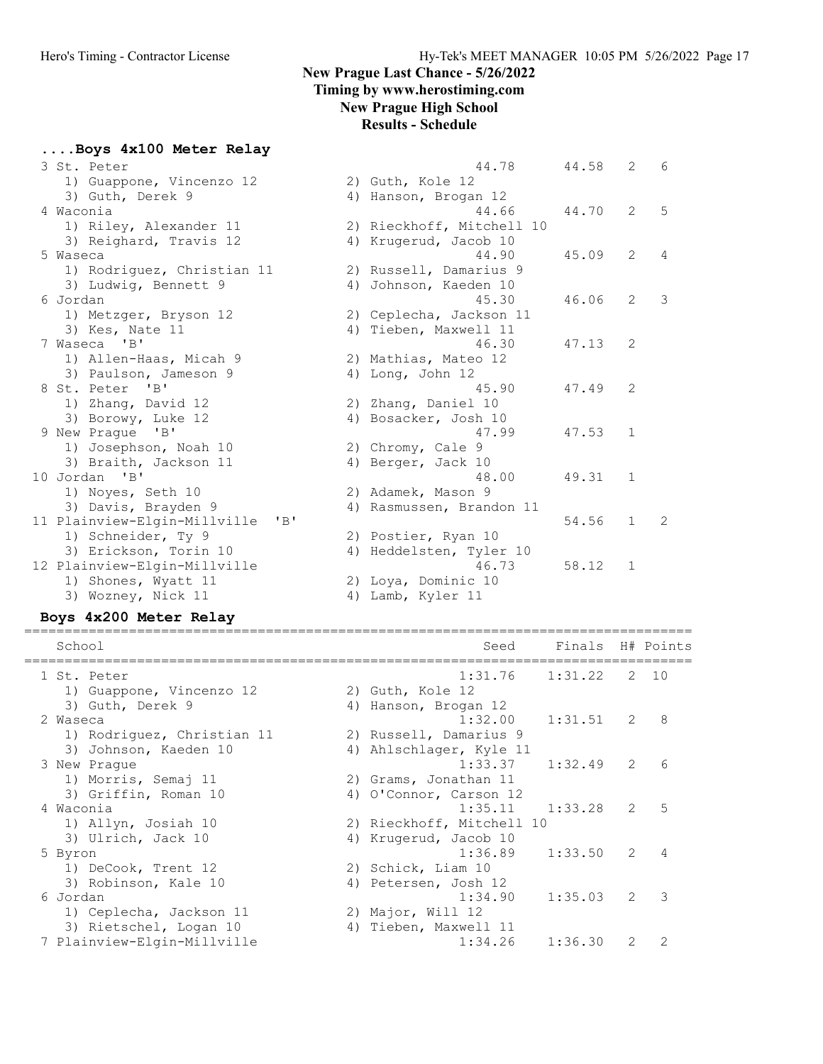# New Prague Last Chance - 5/26/2022

**Timing by www.herostiming.com**

**New Prague High School**

**Results - Schedule**

## ....Boys 4x100 Meter Relay

| Place | School | Seed | Finals | H# | Points |
|---|---|---|---|---|---|
| 3 | St. Peter | 44.78 | 44.58 | 2 | 6 |
| | 1) Guappone, Vincenzo 12; 2) Guth, Kole 12; 3) Guth, Derek 9; 4) Hanson, Brogan 12 | | | | |
| 4 | Waconia | 44.66 | 44.70 | 2 | 5 |
| | 1) Riley, Alexander 11; 2) Rieckhoff, Mitchell 10; 3) Reighard, Travis 12; 4) Krugerud, Jacob 10 | | | | |
| 5 | Waseca | 44.90 | 45.09 | 2 | 4 |
| | 1) Rodriguez, Christian 11; 2) Russell, Damarius 9; 3) Ludwig, Bennett 9; 4) Johnson, Kaeden 10 | | | | |
| 6 | Jordan | 45.30 | 46.06 | 2 | 3 |
| | 1) Metzger, Bryson 12; 2) Ceplecha, Jackson 11; 3) Kes, Nate 11; 4) Tieben, Maxwell 11 | | | | |
| 7 | Waseca 'B' | 46.30 | 47.13 | 2 | |
| | 1) Allen-Haas, Micah 9; 2) Mathias, Mateo 12; 3) Paulson, Jameson 9; 4) Long, John 12 | | | | |
| 8 | St. Peter 'B' | 45.90 | 47.49 | 2 | |
| | 1) Zhang, David 12; 2) Zhang, Daniel 10; 3) Borowy, Luke 12; 4) Bosacker, Josh 10 | | | | |
| 9 | New Prague 'B' | 47.99 | 47.53 | 1 | |
| | 1) Josephson, Noah 10; 2) Chromy, Cale 9; 3) Braith, Jackson 11; 4) Berger, Jack 10 | | | | |
| 10 | Jordan 'B' | 48.00 | 49.31 | 1 | |
| | 1) Noyes, Seth 10; 2) Adamek, Mason 9; 3) Davis, Brayden 9; 4) Rasmussen, Brandon 11 | | | | |
| 11 | Plainview-Elgin-Millville 'B' | | 54.56 | 1 | 2 |
| | 1) Schneider, Ty 9; 2) Postier, Ryan 10; 3) Erickson, Torin 10; 4) Heddelsten, Tyler 10 | | | | |
| 12 | Plainview-Elgin-Millville | 46.73 | 58.12 | 1 | |
| | 1) Shones, Wyatt 11; 2) Loya, Dominic 10; 3) Wozney, Nick 11; 4) Lamb, Kyler 11 | | | | |

## Boys 4x200 Meter Relay

| Place | School | Seed | Finals | H# | Points |
|---|---|---|---|---|---|
| 1 | St. Peter | 1:31.76 | 1:31.22 | 2 | 10 |
| | 1) Guappone, Vincenzo 12; 2) Guth, Kole 12; 3) Guth, Derek 9; 4) Hanson, Brogan 12 | | | | |
| 2 | Waseca | 1:32.00 | 1:31.51 | 2 | 8 |
| | 1) Rodriguez, Christian 11; 2) Russell, Damarius 9; 3) Johnson, Kaeden 10; 4) Ahlschlager, Kyle 11 | | | | |
| 3 | New Prague | 1:33.37 | 1:32.49 | 2 | 6 |
| | 1) Morris, Semaj 11; 2) Grams, Jonathan 11; 3) Griffin, Roman 10; 4) O'Connor, Carson 12 | | | | |
| 4 | Waconia | 1:35.11 | 1:33.28 | 2 | 5 |
| | 1) Allyn, Josiah 10; 2) Rieckhoff, Mitchell 10; 3) Ulrich, Jack 10; 4) Krugerud, Jacob 10 | | | | |
| 5 | Byron | 1:36.89 | 1:33.50 | 2 | 4 |
| | 1) DeCook, Trent 12; 2) Schick, Liam 10; 3) Robinson, Kale 10; 4) Petersen, Josh 12 | | | | |
| 6 | Jordan | 1:34.90 | 1:35.03 | 2 | 3 |
| | 1) Ceplecha, Jackson 11; 2) Major, Will 12; 3) Rietschel, Logan 10; 4) Tieben, Maxwell 11 | | | | |
| 7 | Plainview-Elgin-Millville | 1:34.26 | 1:36.30 | 2 | 2 |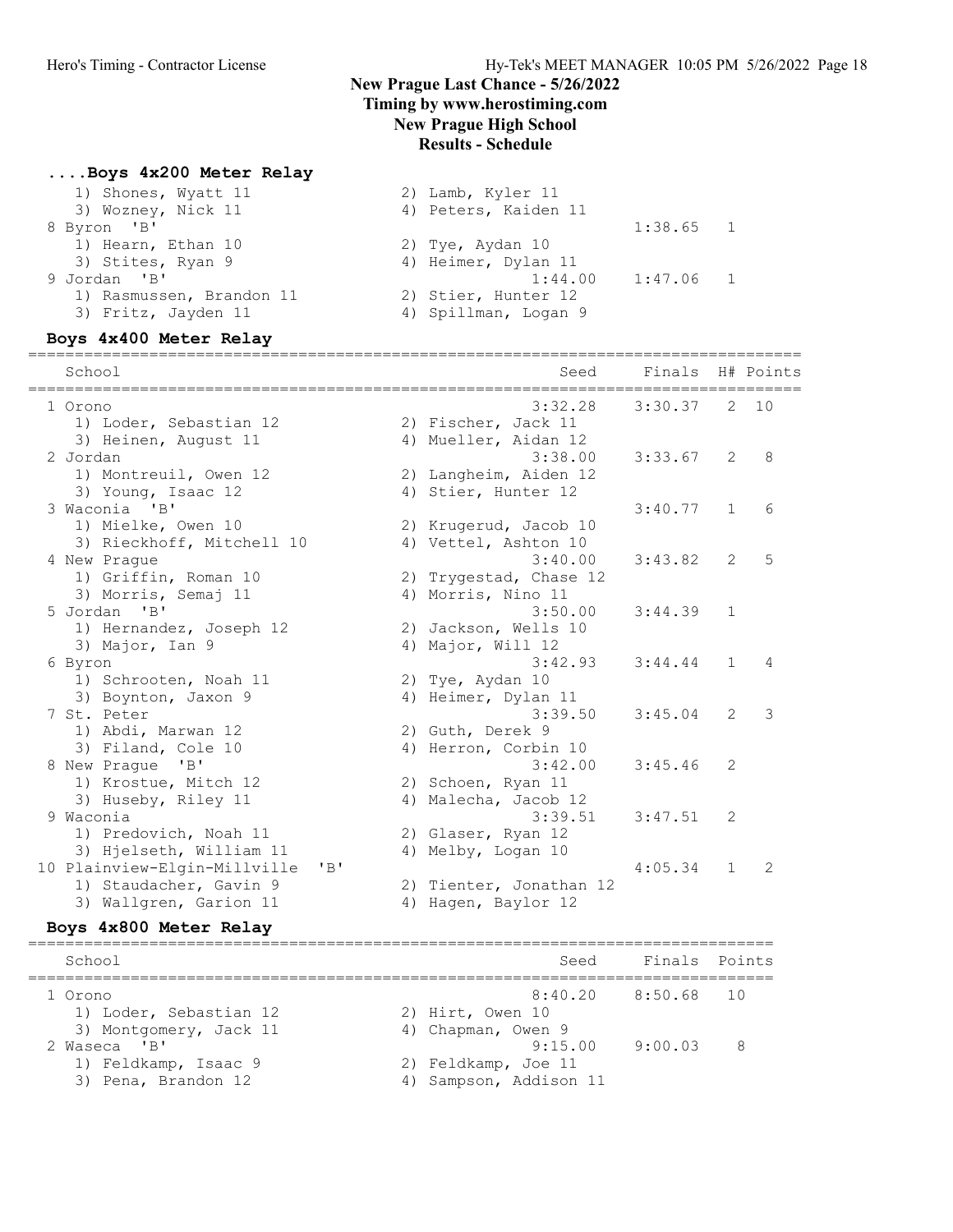# New Prague Last Chance - 5/26/2022
## Timing by www.herostiming.com
## New Prague High School
## Results - Schedule

### ....Boys 4x200 Meter Relay

| School | Seed | Finals | H# | Points |
|---|---|---|---|---|
| 1) Shones, Wyatt 11 &nbsp; 2) Lamb, Kyler 11 | | | | |
| 3) Wozney, Nick 11 &nbsp; 4) Peters, Kaiden 11 | | | | |
| 8 Byron 'B' | | 1:38.65 | 1 | |
| 1) Hearn, Ethan 10 &nbsp; 2) Tye, Aydan 10 | | | | |
| 3) Stites, Ryan 9 &nbsp; 4) Heimer, Dylan 11 | | | | |
| 9 Jordan 'B' | 1:44.00 | 1:47.06 | 1 | |
| 1) Rasmussen, Brandon 11 &nbsp; 2) Stier, Hunter 12 | | | | |
| 3) Fritz, Jayden 11 &nbsp; 4) Spillman, Logan 9 | | | | |

### Boys 4x400 Meter Relay

| School | Seed | Finals | H# | Points |
|---|---|---|---|---|
| 1 Orono | 3:32.28 | 3:30.37 | 2 | 10 |
| 1) Loder, Sebastian 12 &nbsp; 2) Fischer, Jack 11 | | | | |
| 3) Heinen, August 11 &nbsp; 4) Mueller, Aidan 12 | | | | |
| 2 Jordan | 3:38.00 | 3:33.67 | 2 | 8 |
| 1) Montreuil, Owen 12 &nbsp; 2) Langheim, Aiden 12 | | | | |
| 3) Young, Isaac 12 &nbsp; 4) Stier, Hunter 12 | | | | |
| 3 Waconia 'B' | | 3:40.77 | 1 | 6 |
| 1) Mielke, Owen 10 &nbsp; 2) Krugerud, Jacob 10 | | | | |
| 3) Rieckhoff, Mitchell 10 &nbsp; 4) Vettel, Ashton 10 | | | | |
| 4 New Prague | 3:40.00 | 3:43.82 | 2 | 5 |
| 1) Griffin, Roman 10 &nbsp; 2) Trygestad, Chase 12 | | | | |
| 3) Morris, Semaj 11 &nbsp; 4) Morris, Nino 11 | | | | |
| 5 Jordan 'B' | 3:50.00 | 3:44.39 | 1 | |
| 1) Hernandez, Joseph 12 &nbsp; 2) Jackson, Wells 10 | | | | |
| 3) Major, Ian 9 &nbsp; 4) Major, Will 12 | | | | |
| 6 Byron | 3:42.93 | 3:44.44 | 1 | 4 |
| 1) Schrooten, Noah 11 &nbsp; 2) Tye, Aydan 10 | | | | |
| 3) Boynton, Jaxon 9 &nbsp; 4) Heimer, Dylan 11 | | | | |
| 7 St. Peter | 3:39.50 | 3:45.04 | 2 | 3 |
| 1) Abdi, Marwan 12 &nbsp; 2) Guth, Derek 9 | | | | |
| 3) Filand, Cole 10 &nbsp; 4) Herron, Corbin 10 | | | | |
| 8 New Prague 'B' | 3:42.00 | 3:45.46 | 2 | |
| 1) Krostue, Mitch 12 &nbsp; 2) Schoen, Ryan 11 | | | | |
| 3) Huseby, Riley 11 &nbsp; 4) Malecha, Jacob 12 | | | | |
| 9 Waconia | 3:39.51 | 3:47.51 | 2 | |
| 1) Predovich, Noah 11 &nbsp; 2) Glaser, Ryan 12 | | | | |
| 3) Hjelseth, William 11 &nbsp; 4) Melby, Logan 10 | | | | |
| 10 Plainview-Elgin-Millville 'B' | | 4:05.34 | 1 | 2 |
| 1) Staudacher, Gavin 9 &nbsp; 2) Tienter, Jonathan 12 | | | | |
| 3) Wallgren, Garion 11 &nbsp; 4) Hagen, Baylor 12 | | | | |

### Boys 4x800 Meter Relay

| School | Seed | Finals | Points |
|---|---|---|---|
| 1 Orono | 8:40.20 | 8:50.68 | 10 |
| 1) Loder, Sebastian 12 &nbsp; 2) Hirt, Owen 10 | | | |
| 3) Montgomery, Jack 11 &nbsp; 4) Chapman, Owen 9 | | | |
| 2 Waseca 'B' | 9:15.00 | 9:00.03 | 8 |
| 1) Feldkamp, Isaac 9 &nbsp; 2) Feldkamp, Joe 11 | | | |
| 3) Pena, Brandon 12 &nbsp; 4) Sampson, Addison 11 | | | |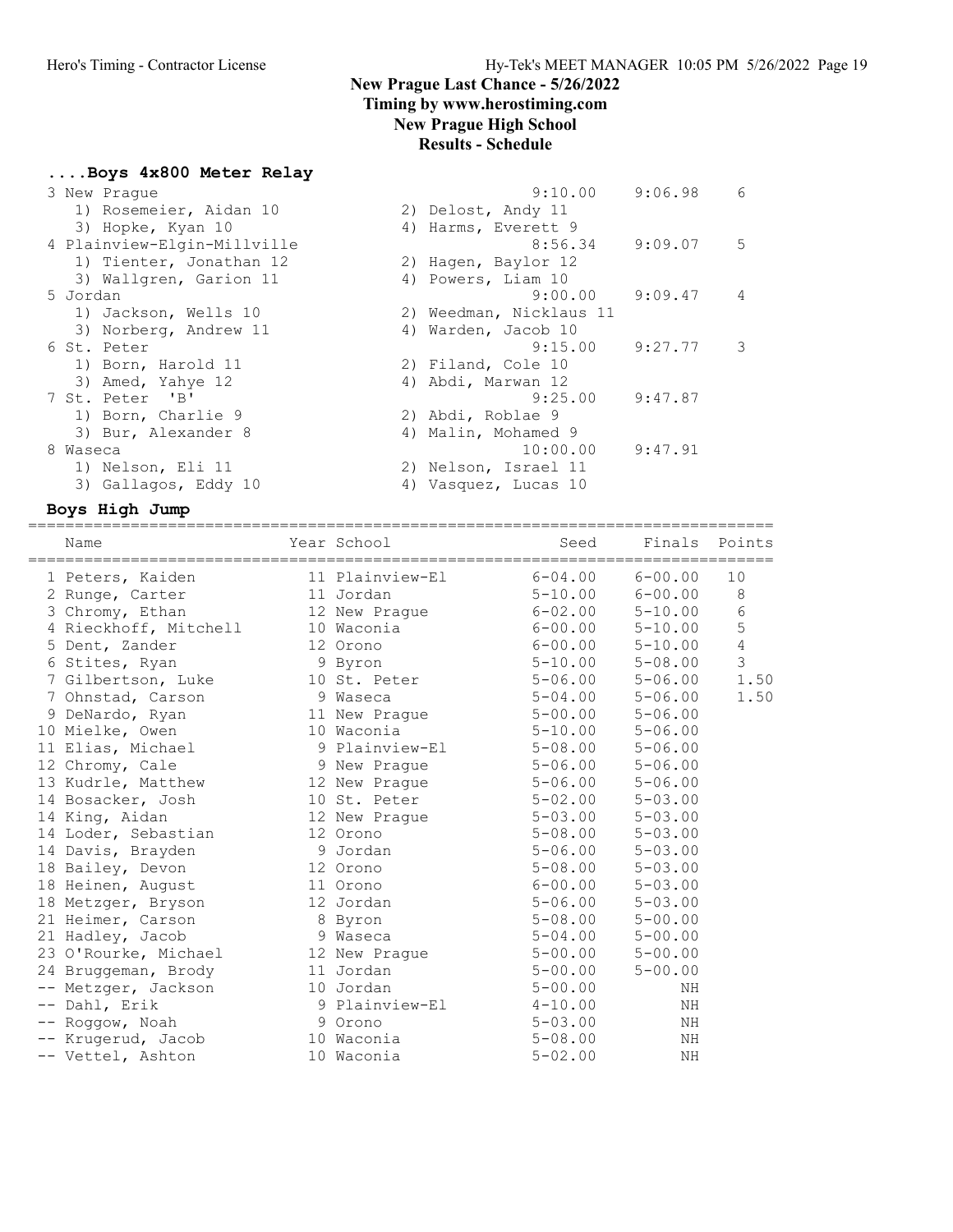# New Prague Last Chance - 5/26/2022
## Timing by www.herostiming.com
## New Prague High School
## Results - Schedule

### ....Boys 4x800 Meter Relay

| Place | Team | Seed | Finals | Points |
|---|---|---|---|---|
| 3 | New Prague | 9:10.00 | 9:06.98 | 6 |
| | 1) Rosemeier, Aidan 10; 2) Delost, Andy 11; 3) Hopke, Kyan 10; 4) Harms, Everett 9 | | | |
| 4 | Plainview-Elgin-Millville | 8:56.34 | 9:09.07 | 5 |
| | 1) Tienter, Jonathan 12; 2) Hagen, Baylor 12; 3) Wallgren, Garion 11; 4) Powers, Liam 10 | | | |
| 5 | Jordan | 9:00.00 | 9:09.47 | 4 |
| | 1) Jackson, Wells 10; 2) Weedman, Nicklaus 11; 3) Norberg, Andrew 11; 4) Warden, Jacob 10 | | | |
| 6 | St. Peter | 9:15.00 | 9:27.77 | 3 |
| | 1) Born, Harold 11; 2) Filand, Cole 10; 3) Amed, Yahye 12; 4) Abdi, Marwan 12 | | | |
| 7 | St. Peter 'B' | 9:25.00 | 9:47.87 | |
| | 1) Born, Charlie 9; 2) Abdi, Roblae 9; 3) Bur, Alexander 8; 4) Malin, Mohamed 9 | | | |
| 8 | Waseca | 10:00.00 | 9:47.91 | |
| | 1) Nelson, Eli 11; 2) Nelson, Israel 11; 3) Gallagos, Eddy 10; 4) Vasquez, Lucas 10 | | | |

### Boys High Jump

| Place | Name | Year | School | Seed | Finals | Points |
|---|---|---|---|---|---|---|
| 1 | Peters, Kaiden | 11 | Plainview-El | 6-04.00 | 6-00.00 | 10 |
| 2 | Runge, Carter | 11 | Jordan | 5-10.00 | 6-00.00 | 8 |
| 3 | Chromy, Ethan | 12 | New Prague | 6-02.00 | 5-10.00 | 6 |
| 4 | Rieckhoff, Mitchell | 10 | Waconia | 6-00.00 | 5-10.00 | 5 |
| 5 | Dent, Zander | 12 | Orono | 6-00.00 | 5-10.00 | 4 |
| 6 | Stites, Ryan | 9 | Byron | 5-10.00 | 5-08.00 | 3 |
| 7 | Gilbertson, Luke | 10 | St. Peter | 5-06.00 | 5-06.00 | 1.50 |
| 7 | Ohnstad, Carson | 9 | Waseca | 5-04.00 | 5-06.00 | 1.50 |
| 9 | DeNardo, Ryan | 11 | New Prague | 5-00.00 | 5-06.00 | |
| 10 | Mielke, Owen | 10 | Waconia | 5-10.00 | 5-06.00 | |
| 11 | Elias, Michael | 9 | Plainview-El | 5-08.00 | 5-06.00 | |
| 12 | Chromy, Cale | 9 | New Prague | 5-06.00 | 5-06.00 | |
| 13 | Kudrle, Matthew | 12 | New Prague | 5-06.00 | 5-06.00 | |
| 14 | Bosacker, Josh | 10 | St. Peter | 5-02.00 | 5-03.00 | |
| 14 | King, Aidan | 12 | New Prague | 5-03.00 | 5-03.00 | |
| 14 | Loder, Sebastian | 12 | Orono | 5-08.00 | 5-03.00 | |
| 14 | Davis, Brayden | 9 | Jordan | 5-06.00 | 5-03.00 | |
| 18 | Bailey, Devon | 12 | Orono | 5-08.00 | 5-03.00 | |
| 18 | Heinen, August | 11 | Orono | 6-00.00 | 5-03.00 | |
| 18 | Metzger, Bryson | 12 | Jordan | 5-06.00 | 5-03.00 | |
| 21 | Heimer, Carson | 8 | Byron | 5-08.00 | 5-00.00 | |
| 21 | Hadley, Jacob | 9 | Waseca | 5-04.00 | 5-00.00 | |
| 23 | O'Rourke, Michael | 12 | New Prague | 5-00.00 | 5-00.00 | |
| 24 | Bruggeman, Brody | 11 | Jordan | 5-00.00 | 5-00.00 | |
| -- | Metzger, Jackson | 10 | Jordan | 5-00.00 | NH | |
| -- | Dahl, Erik | 9 | Plainview-El | 4-10.00 | NH | |
| -- | Roggow, Noah | 9 | Orono | 5-03.00 | NH | |
| -- | Krugerud, Jacob | 10 | Waconia | 5-08.00 | NH | |
| -- | Vettel, Ashton | 10 | Waconia | 5-02.00 | NH | |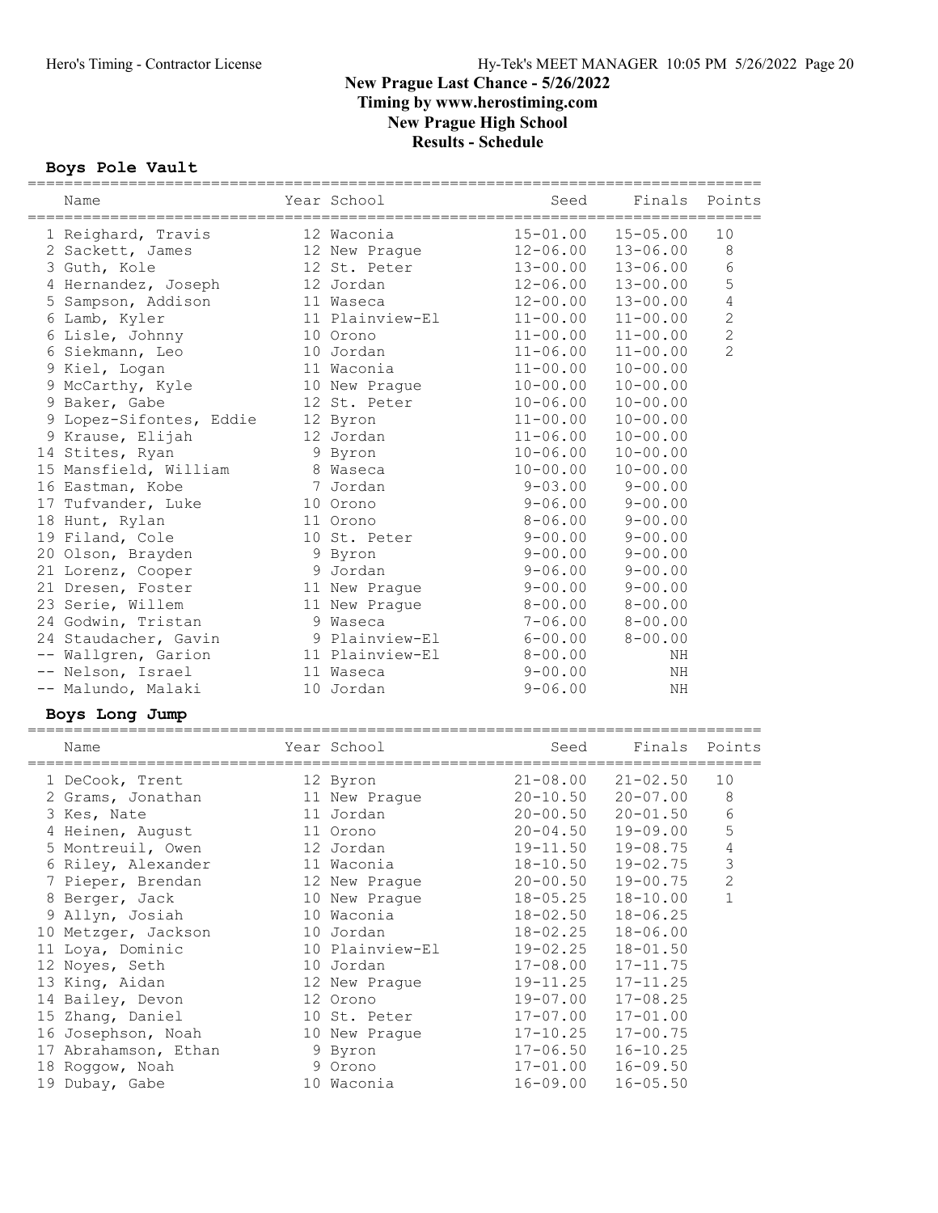# New Prague Last Chance - 5/26/2022
## Timing by www.herostiming.com
## New Prague High School
## Results - Schedule

### Boys Pole Vault

| | Name | Year | School | Seed | Finals | Points |
|---|---|---|---|---|---|---|
| 1 | Reighard, Travis | 12 | Waconia | 15-01.00 | 15-05.00 | 10 |
| 2 | Sackett, James | 12 | New Prague | 12-06.00 | 13-06.00 | 8 |
| 3 | Guth, Kole | 12 | St. Peter | 13-00.00 | 13-06.00 | 6 |
| 4 | Hernandez, Joseph | 12 | Jordan | 12-06.00 | 13-00.00 | 5 |
| 5 | Sampson, Addison | 11 | Waseca | 12-00.00 | 13-00.00 | 4 |
| 6 | Lamb, Kyler | 11 | Plainview-El | 11-00.00 | 11-00.00 | 2 |
| 6 | Lisle, Johnny | 10 | Orono | 11-00.00 | 11-00.00 | 2 |
| 6 | Siekmann, Leo | 10 | Jordan | 11-06.00 | 11-00.00 | 2 |
| 9 | Kiel, Logan | 11 | Waconia | 11-00.00 | 10-00.00 | |
| 9 | McCarthy, Kyle | 10 | New Prague | 10-00.00 | 10-00.00 | |
| 9 | Baker, Gabe | 12 | St. Peter | 10-06.00 | 10-00.00 | |
| 9 | Lopez-Sifontes, Eddie | 12 | Byron | 11-00.00 | 10-00.00 | |
| 9 | Krause, Elijah | 12 | Jordan | 11-06.00 | 10-00.00 | |
| 14 | Stites, Ryan | 9 | Byron | 10-06.00 | 10-00.00 | |
| 15 | Mansfield, William | 8 | Waseca | 10-00.00 | 10-00.00 | |
| 16 | Eastman, Kobe | 7 | Jordan | 9-03.00 | 9-00.00 | |
| 17 | Tufvander, Luke | 10 | Orono | 9-06.00 | 9-00.00 | |
| 18 | Hunt, Rylan | 11 | Orono | 8-06.00 | 9-00.00 | |
| 19 | Filand, Cole | 10 | St. Peter | 9-00.00 | 9-00.00 | |
| 20 | Olson, Brayden | 9 | Byron | 9-00.00 | 9-00.00 | |
| 21 | Lorenz, Cooper | 9 | Jordan | 9-06.00 | 9-00.00 | |
| 21 | Dresen, Foster | 11 | New Prague | 9-00.00 | 9-00.00 | |
| 23 | Serie, Willem | 11 | New Prague | 8-00.00 | 8-00.00 | |
| 24 | Godwin, Tristan | 9 | Waseca | 7-06.00 | 8-00.00 | |
| 24 | Staudacher, Gavin | 9 | Plainview-El | 6-00.00 | 8-00.00 | |
| -- | Wallgren, Garion | 11 | Plainview-El | 8-00.00 | NH | |
| -- | Nelson, Israel | 11 | Waseca | 9-00.00 | NH | |
| -- | Malundo, Malaki | 10 | Jordan | 9-06.00 | NH | |

### Boys Long Jump

| | Name | Year | School | Seed | Finals | Points |
|---|---|---|---|---|---|---|
| 1 | DeCook, Trent | 12 | Byron | 21-08.00 | 21-02.50 | 10 |
| 2 | Grams, Jonathan | 11 | New Prague | 20-10.50 | 20-07.00 | 8 |
| 3 | Kes, Nate | 11 | Jordan | 20-00.50 | 20-01.50 | 6 |
| 4 | Heinen, August | 11 | Orono | 20-04.50 | 19-09.00 | 5 |
| 5 | Montreuil, Owen | 12 | Jordan | 19-11.50 | 19-08.75 | 4 |
| 6 | Riley, Alexander | 11 | Waconia | 18-10.50 | 19-02.75 | 3 |
| 7 | Pieper, Brendan | 12 | New Prague | 20-00.50 | 19-00.75 | 2 |
| 8 | Berger, Jack | 10 | New Prague | 18-05.25 | 18-10.00 | 1 |
| 9 | Allyn, Josiah | 10 | Waconia | 18-02.50 | 18-06.25 | |
| 10 | Metzger, Jackson | 10 | Jordan | 18-02.25 | 18-06.00 | |
| 11 | Loya, Dominic | 10 | Plainview-El | 19-02.25 | 18-01.50 | |
| 12 | Noyes, Seth | 10 | Jordan | 17-08.00 | 17-11.75 | |
| 13 | King, Aidan | 12 | New Prague | 19-11.25 | 17-11.25 | |
| 14 | Bailey, Devon | 12 | Orono | 19-07.00 | 17-08.25 | |
| 15 | Zhang, Daniel | 10 | St. Peter | 17-07.00 | 17-01.00 | |
| 16 | Josephson, Noah | 10 | New Prague | 17-10.25 | 17-00.75 | |
| 17 | Abrahamson, Ethan | 9 | Byron | 17-06.50 | 16-10.25 | |
| 18 | Roggow, Noah | 9 | Orono | 17-01.00 | 16-09.50 | |
| 19 | Dubay, Gabe | 10 | Waconia | 16-09.00 | 16-05.50 | |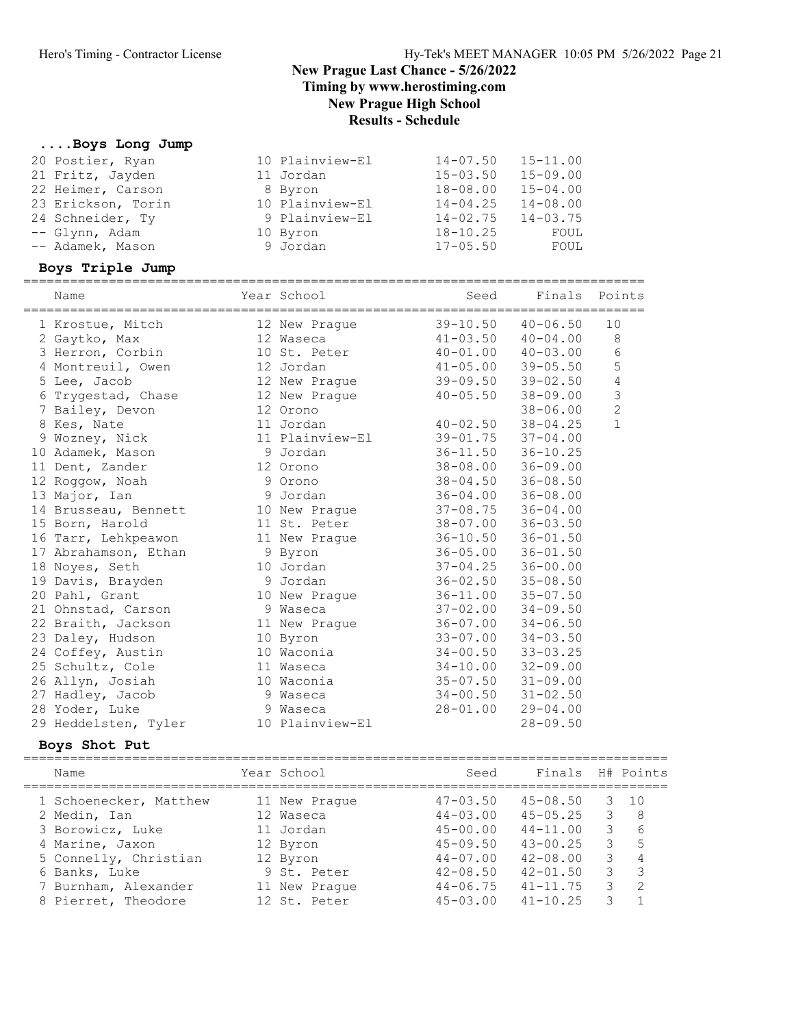## New Prague Last Chance - 5/26/2022
## Timing by www.herostiming.com
## New Prague High School
## Results - Schedule

### ....Boys Long Jump

| Name | Year | School | Seed | Finals |
|---|---|---|---|---|
| 20 Postier, Ryan | 10 | Plainview-El | 14-07.50 | 15-11.00 |
| 21 Fritz, Jayden | 11 | Jordan | 15-03.50 | 15-09.00 |
| 22 Heimer, Carson | 8 | Byron | 18-08.00 | 15-04.00 |
| 23 Erickson, Torin | 10 | Plainview-El | 14-04.25 | 14-08.00 |
| 24 Schneider, Ty | 9 | Plainview-El | 14-02.75 | 14-03.75 |
| -- Glynn, Adam | 10 | Byron | 18-10.25 | FOUL |
| -- Adamek, Mason | 9 | Jordan | 17-05.50 | FOUL |

### Boys Triple Jump

| Name | Year | School | Seed | Finals | Points |
|---|---|---|---|---|---|
| 1 Krostue, Mitch | 12 | New Prague | 39-10.50 | 40-06.50 | 10 |
| 2 Gaytko, Max | 12 | Waseca | 41-03.50 | 40-04.00 | 8 |
| 3 Herron, Corbin | 10 | St. Peter | 40-01.00 | 40-03.00 | 6 |
| 4 Montreuil, Owen | 12 | Jordan | 41-05.00 | 39-05.50 | 5 |
| 5 Lee, Jacob | 12 | New Prague | 39-09.50 | 39-02.50 | 4 |
| 6 Trygestad, Chase | 12 | New Prague | 40-05.50 | 38-09.00 | 3 |
| 7 Bailey, Devon | 12 | Orono | | 38-06.00 | 2 |
| 8 Kes, Nate | 11 | Jordan | 40-02.50 | 38-04.25 | 1 |
| 9 Wozney, Nick | 11 | Plainview-El | 39-01.75 | 37-04.00 | |
| 10 Adamek, Mason | 9 | Jordan | 36-11.50 | 36-10.25 | |
| 11 Dent, Zander | 12 | Orono | 38-08.00 | 36-09.00 | |
| 12 Roggow, Noah | 9 | Orono | 38-04.50 | 36-08.50 | |
| 13 Major, Ian | 9 | Jordan | 36-04.00 | 36-08.00 | |
| 14 Brusseau, Bennett | 10 | New Prague | 37-08.75 | 36-04.00 | |
| 15 Born, Harold | 11 | St. Peter | 38-07.00 | 36-03.50 | |
| 16 Tarr, Lehkpeawon | 11 | New Prague | 36-10.50 | 36-01.50 | |
| 17 Abrahamson, Ethan | 9 | Byron | 36-05.00 | 36-01.50 | |
| 18 Noyes, Seth | 10 | Jordan | 37-04.25 | 36-00.00 | |
| 19 Davis, Brayden | 9 | Jordan | 36-02.50 | 35-08.50 | |
| 20 Pahl, Grant | 10 | New Prague | 36-11.00 | 35-07.50 | |
| 21 Ohnstad, Carson | 9 | Waseca | 37-02.00 | 34-09.50 | |
| 22 Braith, Jackson | 11 | New Prague | 36-07.00 | 34-06.50 | |
| 23 Daley, Hudson | 10 | Byron | 33-07.00 | 34-03.50 | |
| 24 Coffey, Austin | 10 | Waconia | 34-00.50 | 33-03.25 | |
| 25 Schultz, Cole | 11 | Waseca | 34-10.00 | 32-09.00 | |
| 26 Allyn, Josiah | 10 | Waconia | 35-07.50 | 31-09.00 | |
| 27 Hadley, Jacob | 9 | Waseca | 34-00.50 | 31-02.50 | |
| 28 Yoder, Luke | 9 | Waseca | 28-01.00 | 29-04.00 | |
| 29 Heddelsten, Tyler | 10 | Plainview-El | | 28-09.50 | |

### Boys Shot Put

| Name | Year | School | Seed | Finals | H# | Points |
|---|---|---|---|---|---|---|
| 1 Schoenecker, Matthew | 11 | New Prague | 47-03.50 | 45-08.50 | 3 | 10 |
| 2 Medin, Ian | 12 | Waseca | 44-03.00 | 45-05.25 | 3 | 8 |
| 3 Borowicz, Luke | 11 | Jordan | 45-00.00 | 44-11.00 | 3 | 6 |
| 4 Marine, Jaxon | 12 | Byron | 45-09.50 | 43-00.25 | 3 | 5 |
| 5 Connelly, Christian | 12 | Byron | 44-07.00 | 42-08.00 | 3 | 4 |
| 6 Banks, Luke | 9 | St. Peter | 42-08.50 | 42-01.50 | 3 | 3 |
| 7 Burnham, Alexander | 11 | New Prague | 44-06.75 | 41-11.75 | 3 | 2 |
| 8 Pierret, Theodore | 12 | St. Peter | 45-03.00 | 41-10.25 | 3 | 1 |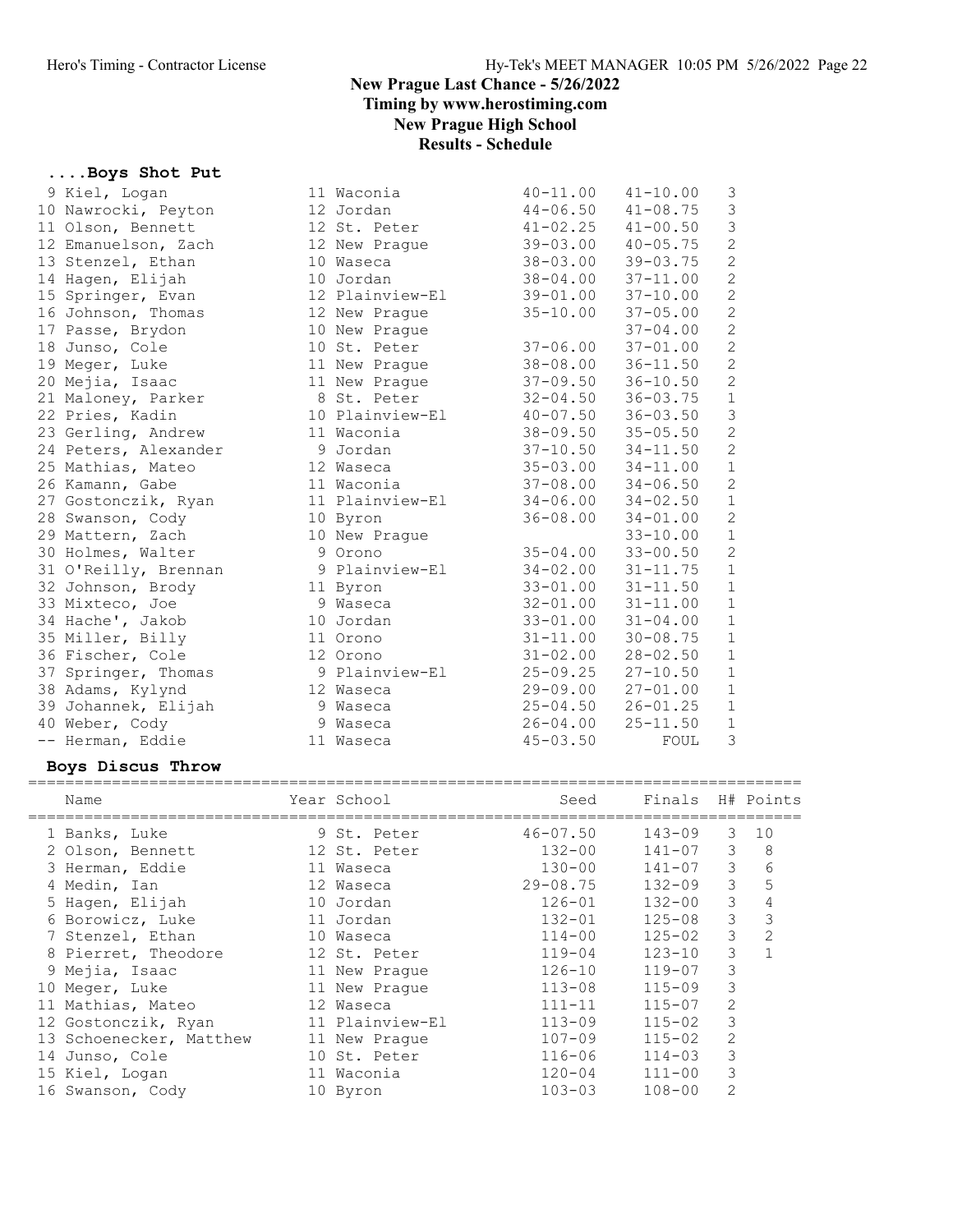# New Prague Last Chance - 5/26/2022

**Timing by www.herostiming.com**

**New Prague High School**

**Results - Schedule**

### ....Boys Shot Put

| Place | Name | Year | School | Seed | Finals | H# | Points |
|---|---|---|---|---|---|---|---|
| 9 | Kiel, Logan | 11 | Waconia | 40-11.00 | 41-10.00 | 3 | |
| 10 | Nawrocki, Peyton | 12 | Jordan | 44-06.50 | 41-08.75 | 3 | |
| 11 | Olson, Bennett | 12 | St. Peter | 41-02.25 | 41-00.50 | 3 | |
| 12 | Emanuelson, Zach | 12 | New Prague | 39-03.00 | 40-05.75 | 2 | |
| 13 | Stenzel, Ethan | 10 | Waseca | 38-03.00 | 39-03.75 | 2 | |
| 14 | Hagen, Elijah | 10 | Jordan | 38-04.00 | 37-11.00 | 2 | |
| 15 | Springer, Evan | 12 | Plainview-El | 39-01.00 | 37-10.00 | 2 | |
| 16 | Johnson, Thomas | 12 | New Prague | 35-10.00 | 37-05.00 | 2 | |
| 17 | Passe, Brydon | 10 | New Prague | | 37-04.00 | 2 | |
| 18 | Junso, Cole | 10 | St. Peter | 37-06.00 | 37-01.00 | 2 | |
| 19 | Meger, Luke | 11 | New Prague | 38-08.00 | 36-11.50 | 2 | |
| 20 | Mejia, Isaac | 11 | New Prague | 37-09.50 | 36-10.50 | 2 | |
| 21 | Maloney, Parker | 8 | St. Peter | 32-04.50 | 36-03.75 | 1 | |
| 22 | Pries, Kadin | 10 | Plainview-El | 40-07.50 | 36-03.50 | 3 | |
| 23 | Gerling, Andrew | 11 | Waconia | 38-09.50 | 35-05.50 | 2 | |
| 24 | Peters, Alexander | 9 | Jordan | 37-10.50 | 34-11.50 | 2 | |
| 25 | Mathias, Mateo | 12 | Waseca | 35-03.00 | 34-11.00 | 1 | |
| 26 | Kamann, Gabe | 11 | Waconia | 37-08.00 | 34-06.50 | 2 | |
| 27 | Gostonczik, Ryan | 11 | Plainview-El | 34-06.00 | 34-02.50 | 1 | |
| 28 | Swanson, Cody | 10 | Byron | 36-08.00 | 34-01.00 | 2 | |
| 29 | Mattern, Zach | 10 | New Prague | | 33-10.00 | 1 | |
| 30 | Holmes, Walter | 9 | Orono | 35-04.00 | 33-00.50 | 2 | |
| 31 | O'Reilly, Brennan | 9 | Plainview-El | 34-02.00 | 31-11.75 | 1 | |
| 32 | Johnson, Brody | 11 | Byron | 33-01.00 | 31-11.50 | 1 | |
| 33 | Mixteco, Joe | 9 | Waseca | 32-01.00 | 31-11.00 | 1 | |
| 34 | Hache', Jakob | 10 | Jordan | 33-01.00 | 31-04.00 | 1 | |
| 35 | Miller, Billy | 11 | Orono | 31-11.00 | 30-08.75 | 1 | |
| 36 | Fischer, Cole | 12 | Orono | 31-02.00 | 28-02.50 | 1 | |
| 37 | Springer, Thomas | 9 | Plainview-El | 25-09.25 | 27-10.50 | 1 | |
| 38 | Adams, Kylynd | 12 | Waseca | 29-09.00 | 27-01.00 | 1 | |
| 39 | Johannek, Elijah | 9 | Waseca | 25-04.50 | 26-01.25 | 1 | |
| 40 | Weber, Cody | 9 | Waseca | 26-04.00 | 25-11.50 | 1 | |
| -- | Herman, Eddie | 11 | Waseca | 45-03.50 | FOUL | 3 | |

### Boys Discus Throw

| Place | Name | Year | School | Seed | Finals | H# | Points |
|---|---|---|---|---|---|---|---|
| 1 | Banks, Luke | 9 | St. Peter | 46-07.50 | 143-09 | 3 | 10 |
| 2 | Olson, Bennett | 12 | St. Peter | 132-00 | 141-07 | 3 | 8 |
| 3 | Herman, Eddie | 11 | Waseca | 130-00 | 141-07 | 3 | 6 |
| 4 | Medin, Ian | 12 | Waseca | 29-08.75 | 132-09 | 3 | 5 |
| 5 | Hagen, Elijah | 10 | Jordan | 126-01 | 132-00 | 3 | 4 |
| 6 | Borowicz, Luke | 11 | Jordan | 132-01 | 125-08 | 3 | 3 |
| 7 | Stenzel, Ethan | 10 | Waseca | 114-00 | 125-02 | 3 | 2 |
| 8 | Pierret, Theodore | 12 | St. Peter | 119-04 | 123-10 | 3 | 1 |
| 9 | Mejia, Isaac | 11 | New Prague | 126-10 | 119-07 | 3 | |
| 10 | Meger, Luke | 11 | New Prague | 113-08 | 115-09 | 3 | |
| 11 | Mathias, Mateo | 12 | Waseca | 111-11 | 115-07 | 2 | |
| 12 | Gostonczik, Ryan | 11 | Plainview-El | 113-09 | 115-02 | 3 | |
| 13 | Schoenecker, Matthew | 11 | New Prague | 107-09 | 115-02 | 2 | |
| 14 | Junso, Cole | 10 | St. Peter | 116-06 | 114-03 | 3 | |
| 15 | Kiel, Logan | 11 | Waconia | 120-04 | 111-00 | 3 | |
| 16 | Swanson, Cody | 10 | Byron | 103-03 | 108-00 | 2 | |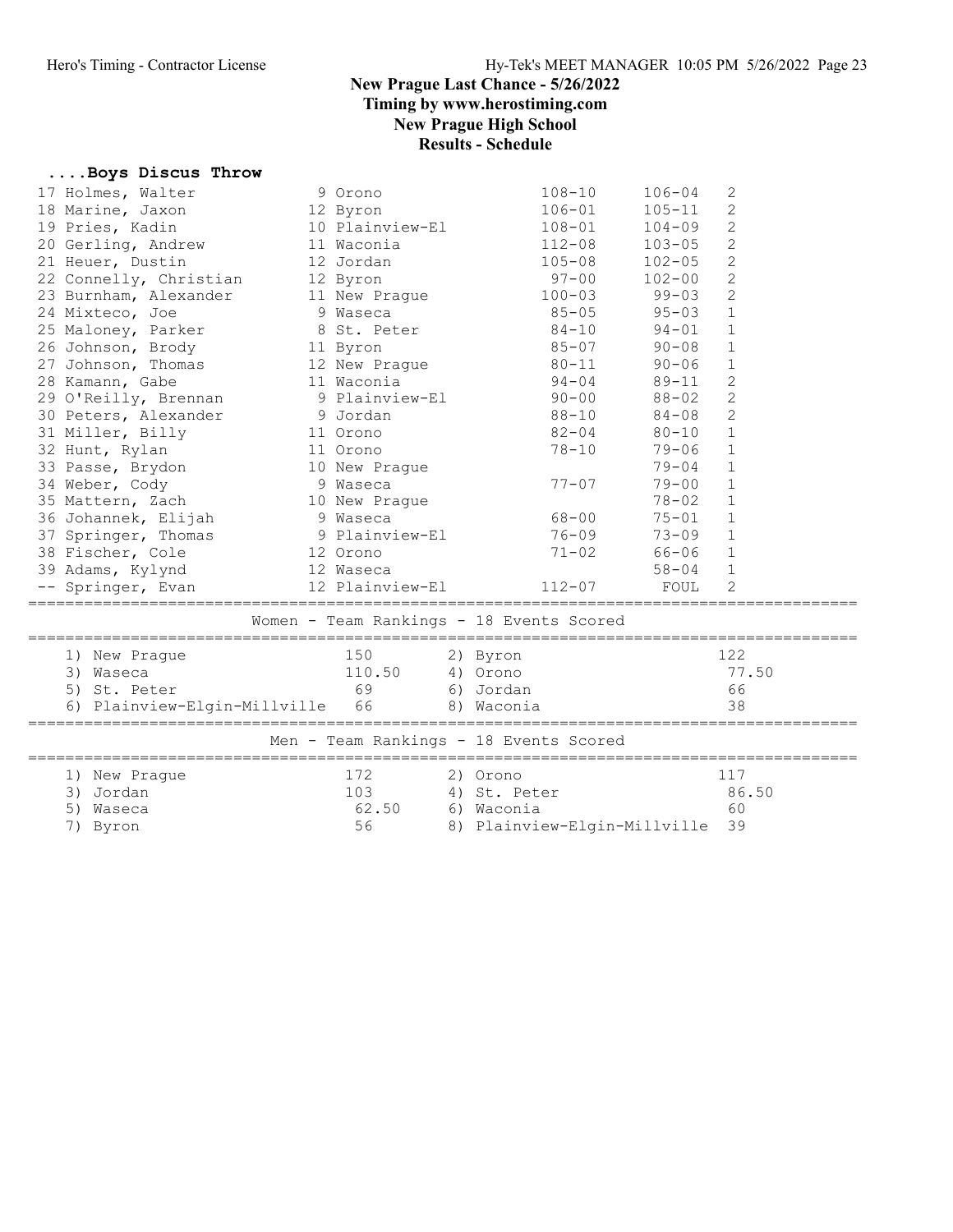# New Prague Last Chance - 5/26/2022
## Timing by www.herostiming.com
## New Prague High School
## Results - Schedule

### ....Boys Discus Throw

| | | | | | | |
|---|---|---|---|---|---|---|
| 17 | Holmes, Walter | 9 | Orono | 108-10 | 106-04 | 2 |
| 18 | Marine, Jaxon | 12 | Byron | 106-01 | 105-11 | 2 |
| 19 | Pries, Kadin | 10 | Plainview-El | 108-01 | 104-09 | 2 |
| 20 | Gerling, Andrew | 11 | Waconia | 112-08 | 103-05 | 2 |
| 21 | Heuer, Dustin | 12 | Jordan | 105-08 | 102-05 | 2 |
| 22 | Connelly, Christian | 12 | Byron | 97-00 | 102-00 | 2 |
| 23 | Burnham, Alexander | 11 | New Prague | 100-03 | 99-03 | 2 |
| 24 | Mixteco, Joe | 9 | Waseca | 85-05 | 95-03 | 1 |
| 25 | Maloney, Parker | 8 | St. Peter | 84-10 | 94-01 | 1 |
| 26 | Johnson, Brody | 11 | Byron | 85-07 | 90-08 | 1 |
| 27 | Johnson, Thomas | 12 | New Prague | 80-11 | 90-06 | 1 |
| 28 | Kamann, Gabe | 11 | Waconia | 94-04 | 89-11 | 2 |
| 29 | O'Reilly, Brennan | 9 | Plainview-El | 90-00 | 88-02 | 2 |
| 30 | Peters, Alexander | 9 | Jordan | 88-10 | 84-08 | 2 |
| 31 | Miller, Billy | 11 | Orono | 82-04 | 80-10 | 1 |
| 32 | Hunt, Rylan | 11 | Orono | 78-10 | 79-06 | 1 |
| 33 | Passe, Brydon | 10 | New Prague | | 79-04 | 1 |
| 34 | Weber, Cody | 9 | Waseca | 77-07 | 79-00 | 1 |
| 35 | Mattern, Zach | 10 | New Prague | | 78-02 | 1 |
| 36 | Johannek, Elijah | 9 | Waseca | 68-00 | 75-01 | 1 |
| 37 | Springer, Thomas | 9 | Plainview-El | 76-09 | 73-09 | 1 |
| 38 | Fischer, Cole | 12 | Orono | 71-02 | 66-06 | 1 |
| 39 | Adams, Kylynd | 12 | Waseca | | 58-04 | 1 |
| -- | Springer, Evan | 12 | Plainview-El | 112-07 | FOUL | 2 |

### Women - Team Rankings - 18 Events Scored

| | | | |
|---|---|---|---|
| 1) New Prague | 150 | 2) Byron | 122 |
| 3) Waseca | 110.50 | 4) Orono | 77.50 |
| 5) St. Peter | 69 | 6) Jordan | 66 |
| 6) Plainview-Elgin-Millville | 66 | 8) Waconia | 38 |

### Men - Team Rankings - 18 Events Scored

| | | | |
|---|---|---|---|
| 1) New Prague | 172 | 2) Orono | 117 |
| 3) Jordan | 103 | 4) St. Peter | 86.50 |
| 5) Waseca | 62.50 | 6) Waconia | 60 |
| 7) Byron | 56 | 8) Plainview-Elgin-Millville | 39 |